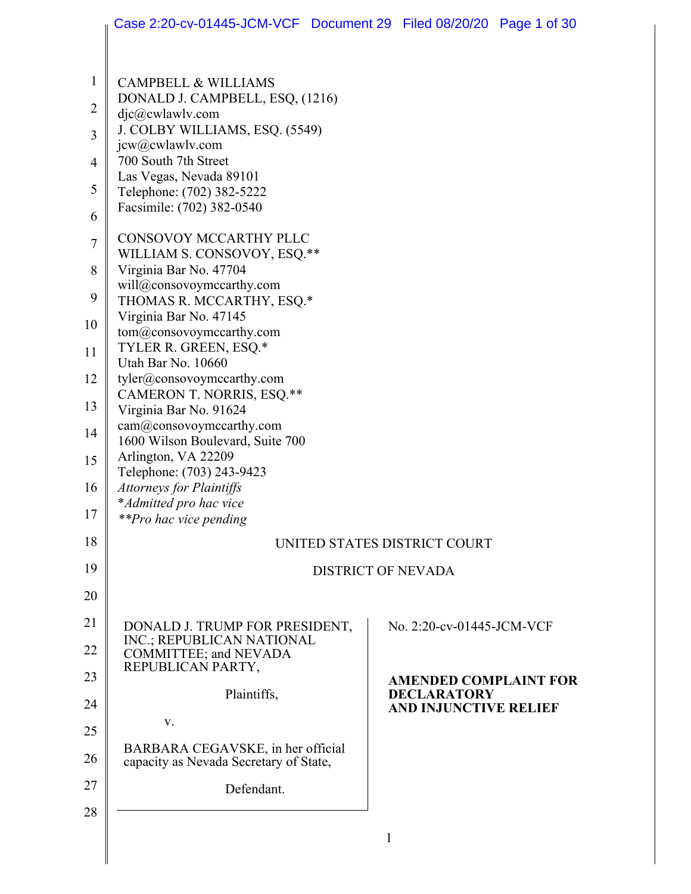CAMPBELL & WILLIAMS
DONALD J. CAMPBELL, ESQ, (1216)
djc@cwlawlv.com
J. COLBY WILLIAMS, ESQ. (5549)
jcw@cwlawlv.com
700 South 7th Street
Las Vegas, Nevada 89101
Telephone: (702) 382-5222
Facsimile: (702) 382-0540

CONSOVOY MCCARTHY PLLC
WILLIAM S. CONSOVOY, ESQ.**
Virginia Bar No. 47704
will@consovoymccarthy.com
THOMAS R. MCCARTHY, ESQ.*
Virginia Bar No. 47145
tom@consovoymccarthy.com
TYLER R. GREEN, ESQ.*
Utah Bar No. 10660
tyler@consovoymccarthy.com
CAMERON T. NORRIS, ESQ.**
Virginia Bar No. 91624
cam@consovoymccarthy.com
1600 Wilson Boulevard, Suite 700
Arlington, VA 22209
Telephone: (703) 243-9423
*Attorneys for Plaintiffs*
**Admitted pro hac vice*
***Pro hac vice pending*

UNITED STATES DISTRICT COURT

DISTRICT OF NEVADA

DONALD J. TRUMP FOR PRESIDENT, INC.; REPUBLICAN NATIONAL COMMITTEE; and NEVADA REPUBLICAN PARTY,

Plaintiffs,

v.

BARBARA CEGAVSKE, in her official capacity as Nevada Secretary of State,

Defendant.

No. 2:20-cv-01445-JCM-VCF

**AMENDED COMPLAINT FOR DECLARATORY AND INJUNCTIVE RELIEF**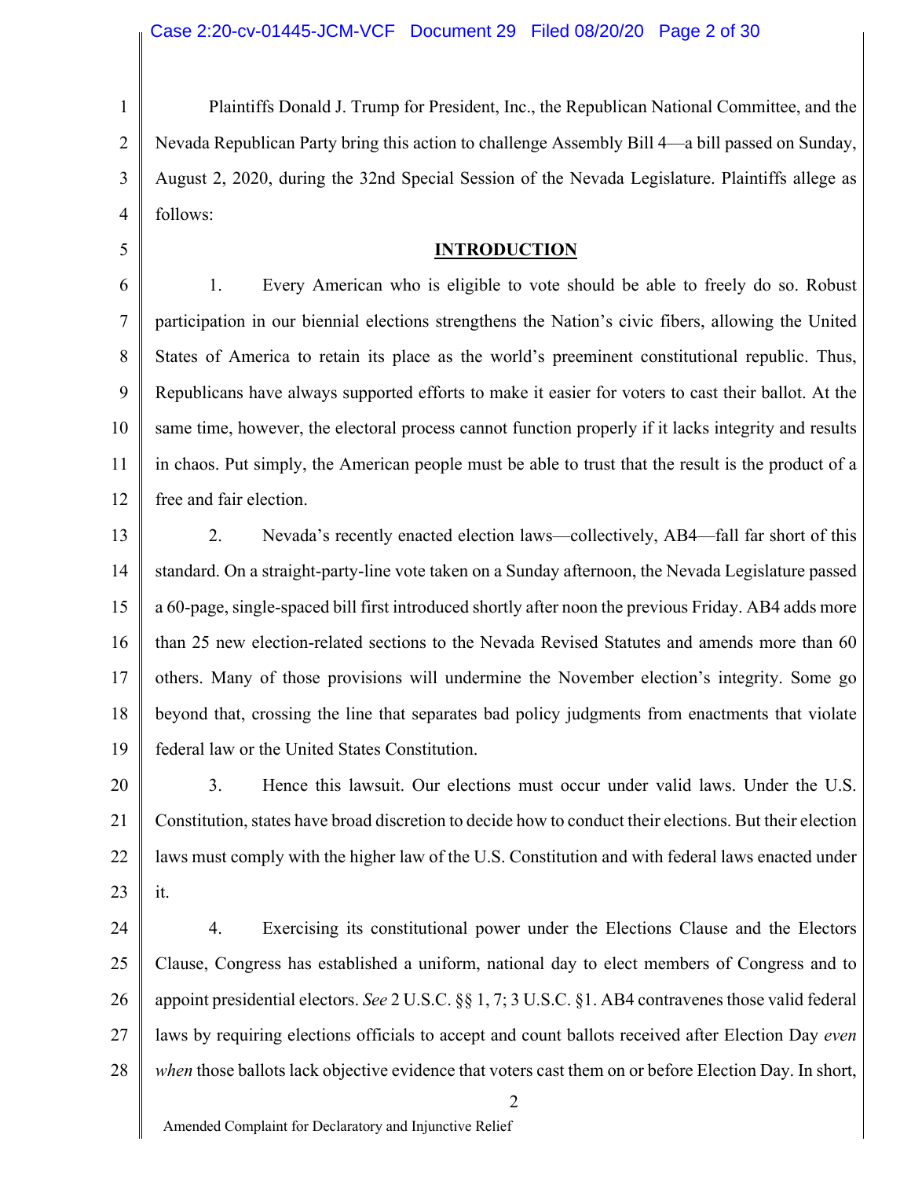Plaintiffs Donald J. Trump for President, Inc., the Republican National Committee, and the Nevada Republican Party bring this action to challenge Assembly Bill 4—a bill passed on Sunday, August 2, 2020, during the 32nd Special Session of the Nevada Legislature. Plaintiffs allege as follows:

## INTRODUCTION

1. Every American who is eligible to vote should be able to freely do so. Robust participation in our biennial elections strengthens the Nation's civic fibers, allowing the United States of America to retain its place as the world's preeminent constitutional republic. Thus, Republicans have always supported efforts to make it easier for voters to cast their ballot. At the same time, however, the electoral process cannot function properly if it lacks integrity and results in chaos. Put simply, the American people must be able to trust that the result is the product of a free and fair election.

2. Nevada's recently enacted election laws—collectively, AB4—fall far short of this standard. On a straight-party-line vote taken on a Sunday afternoon, the Nevada Legislature passed a 60-page, single-spaced bill first introduced shortly after noon the previous Friday. AB4 adds more than 25 new election-related sections to the Nevada Revised Statutes and amends more than 60 others. Many of those provisions will undermine the November election's integrity. Some go beyond that, crossing the line that separates bad policy judgments from enactments that violate federal law or the United States Constitution.

3. Hence this lawsuit. Our elections must occur under valid laws. Under the U.S. Constitution, states have broad discretion to decide how to conduct their elections. But their election laws must comply with the higher law of the U.S. Constitution and with federal laws enacted under it.

4. Exercising its constitutional power under the Elections Clause and the Electors Clause, Congress has established a uniform, national day to elect members of Congress and to appoint presidential electors. *See* 2 U.S.C. §§ 1, 7; 3 U.S.C. §1. AB4 contravenes those valid federal laws by requiring elections officials to accept and count ballots received after Election Day *even when* those ballots lack objective evidence that voters cast them on or before Election Day. In short,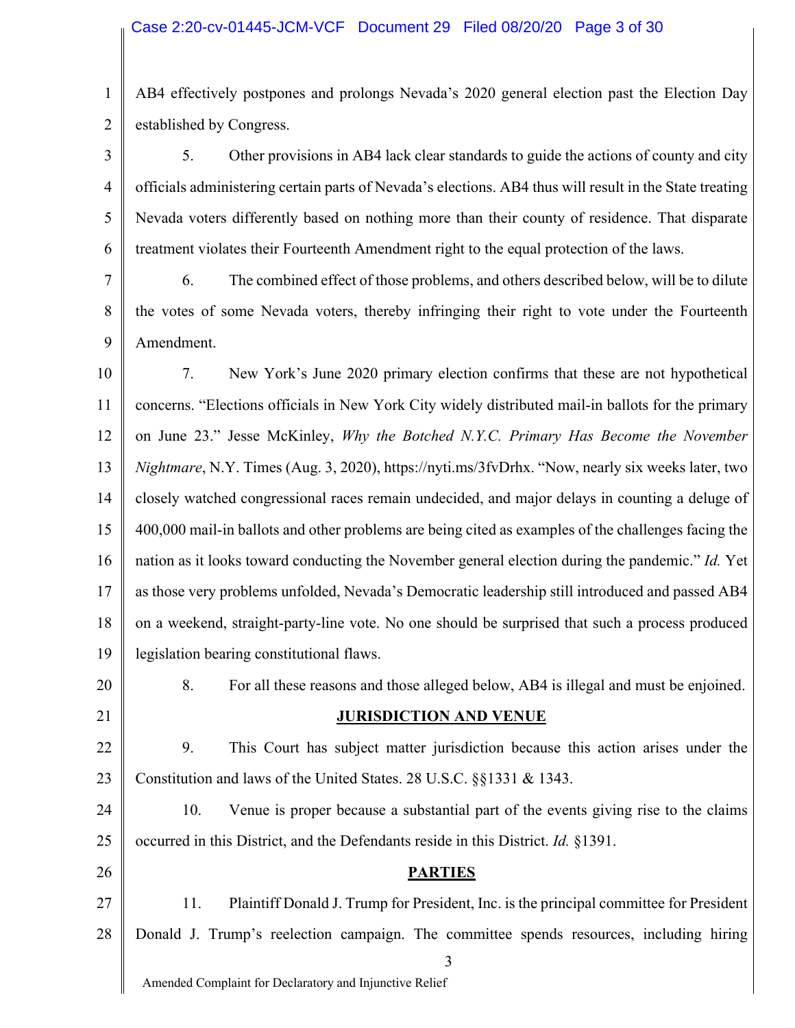AB4 effectively postpones and prolongs Nevada's 2020 general election past the Election Day established by Congress.

5. Other provisions in AB4 lack clear standards to guide the actions of county and city officials administering certain parts of Nevada's elections. AB4 thus will result in the State treating Nevada voters differently based on nothing more than their county of residence. That disparate treatment violates their Fourteenth Amendment right to the equal protection of the laws.

6. The combined effect of those problems, and others described below, will be to dilute the votes of some Nevada voters, thereby infringing their right to vote under the Fourteenth Amendment.

7. New York's June 2020 primary election confirms that these are not hypothetical concerns. "Elections officials in New York City widely distributed mail-in ballots for the primary on June 23." Jesse McKinley, *Why the Botched N.Y.C. Primary Has Become the November Nightmare*, N.Y. Times (Aug. 3, 2020), https://nyti.ms/3fvDrhx. "Now, nearly six weeks later, two closely watched congressional races remain undecided, and major delays in counting a deluge of 400,000 mail-in ballots and other problems are being cited as examples of the challenges facing the nation as it looks toward conducting the November general election during the pandemic." *Id.* Yet as those very problems unfolded, Nevada's Democratic leadership still introduced and passed AB4 on a weekend, straight-party-line vote. No one should be surprised that such a process produced legislation bearing constitutional flaws.

8. For all these reasons and those alleged below, AB4 is illegal and must be enjoined.

## JURISDICTION AND VENUE

9. This Court has subject matter jurisdiction because this action arises under the Constitution and laws of the United States. 28 U.S.C. §§1331 & 1343.

10. Venue is proper because a substantial part of the events giving rise to the claims occurred in this District, and the Defendants reside in this District. *Id.* §1391.

## PARTIES

11. Plaintiff Donald J. Trump for President, Inc. is the principal committee for President Donald J. Trump's reelection campaign. The committee spends resources, including hiring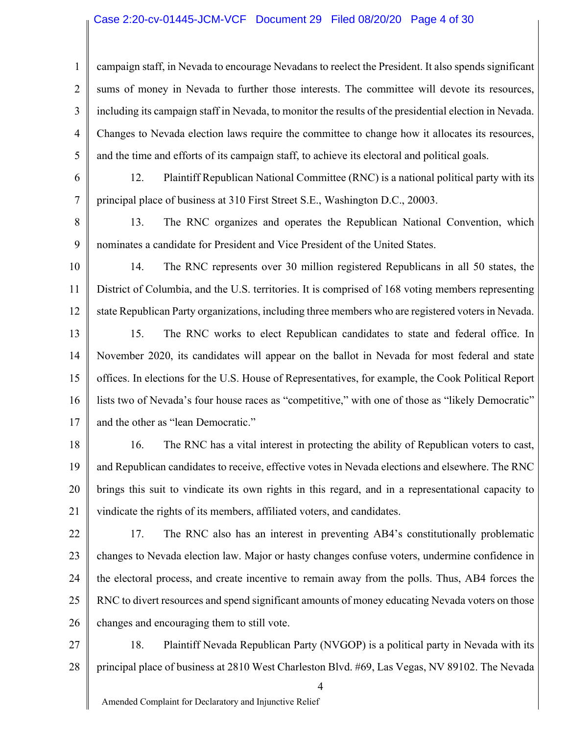campaign staff, in Nevada to encourage Nevadans to reelect the President. It also spends significant sums of money in Nevada to further those interests. The committee will devote its resources, including its campaign staff in Nevada, to monitor the results of the presidential election in Nevada. Changes to Nevada election laws require the committee to change how it allocates its resources, and the time and efforts of its campaign staff, to achieve its electoral and political goals.

12. Plaintiff Republican National Committee (RNC) is a national political party with its principal place of business at 310 First Street S.E., Washington D.C., 20003.

13. The RNC organizes and operates the Republican National Convention, which nominates a candidate for President and Vice President of the United States.

14. The RNC represents over 30 million registered Republicans in all 50 states, the District of Columbia, and the U.S. territories. It is comprised of 168 voting members representing state Republican Party organizations, including three members who are registered voters in Nevada.

15. The RNC works to elect Republican candidates to state and federal office. In November 2020, its candidates will appear on the ballot in Nevada for most federal and state offices. In elections for the U.S. House of Representatives, for example, the Cook Political Report lists two of Nevada's four house races as "competitive," with one of those as "likely Democratic" and the other as "lean Democratic."

16. The RNC has a vital interest in protecting the ability of Republican voters to cast, and Republican candidates to receive, effective votes in Nevada elections and elsewhere. The RNC brings this suit to vindicate its own rights in this regard, and in a representational capacity to vindicate the rights of its members, affiliated voters, and candidates.

17. The RNC also has an interest in preventing AB4's constitutionally problematic changes to Nevada election law. Major or hasty changes confuse voters, undermine confidence in the electoral process, and create incentive to remain away from the polls. Thus, AB4 forces the RNC to divert resources and spend significant amounts of money educating Nevada voters on those changes and encouraging them to still vote.

18. Plaintiff Nevada Republican Party (NVGOP) is a political party in Nevada with its principal place of business at 2810 West Charleston Blvd. #69, Las Vegas, NV 89102. The Nevada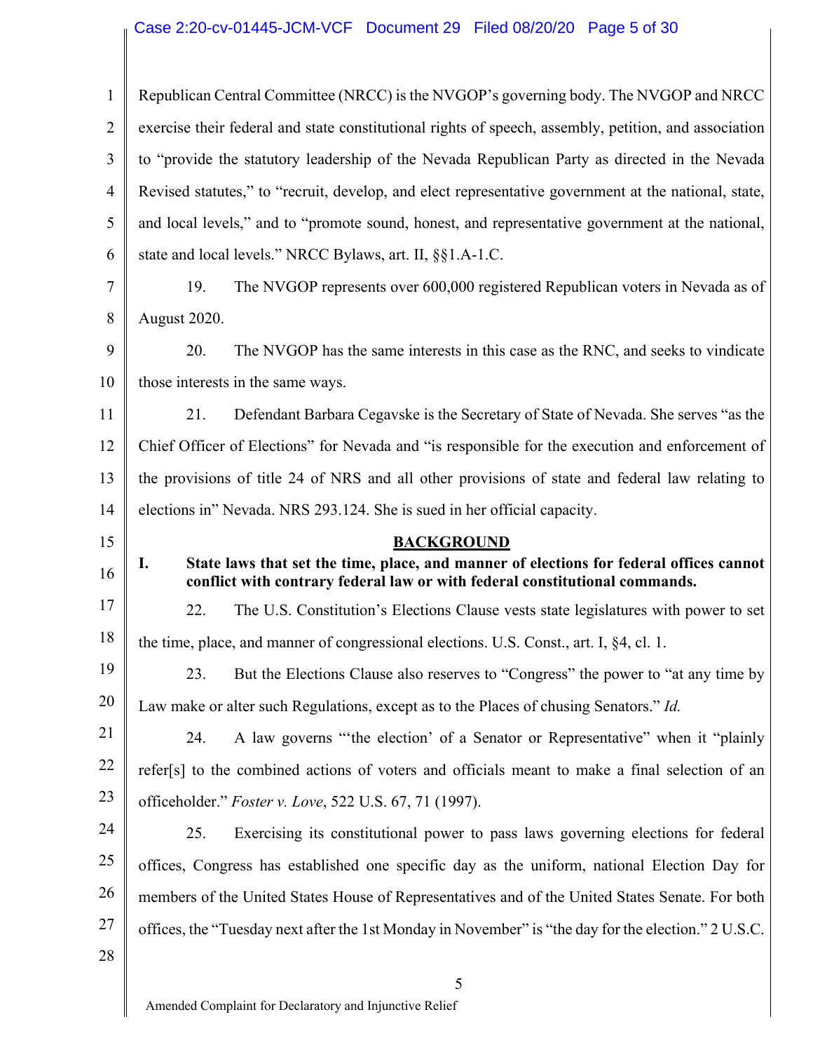Republican Central Committee (NRCC) is the NVGOP's governing body. The NVGOP and NRCC exercise their federal and state constitutional rights of speech, assembly, petition, and association to "provide the statutory leadership of the Nevada Republican Party as directed in the Nevada Revised statutes," to "recruit, develop, and elect representative government at the national, state, and local levels," and to "promote sound, honest, and representative government at the national, state and local levels." NRCC Bylaws, art. II, §§1.A-1.C.

19. The NVGOP represents over 600,000 registered Republican voters in Nevada as of August 2020.

20. The NVGOP has the same interests in this case as the RNC, and seeks to vindicate those interests in the same ways.

21. Defendant Barbara Cegavske is the Secretary of State of Nevada. She serves "as the Chief Officer of Elections" for Nevada and "is responsible for the execution and enforcement of the provisions of title 24 of NRS and all other provisions of state and federal law relating to elections in" Nevada. NRS 293.124. She is sued in her official capacity.

## BACKGROUND

### I. State laws that set the time, place, and manner of elections for federal offices cannot conflict with contrary federal law or with federal constitutional commands.

22. The U.S. Constitution's Elections Clause vests state legislatures with power to set the time, place, and manner of congressional elections. U.S. Const., art. I, §4, cl. 1.

23. But the Elections Clause also reserves to "Congress" the power to "at any time by Law make or alter such Regulations, except as to the Places of chusing Senators." *Id.*

24. A law governs "'the election' of a Senator or Representative" when it "plainly refer[s] to the combined actions of voters and officials meant to make a final selection of an officeholder." *Foster v. Love*, 522 U.S. 67, 71 (1997).

25. Exercising its constitutional power to pass laws governing elections for federal offices, Congress has established one specific day as the uniform, national Election Day for members of the United States House of Representatives and of the United States Senate. For both offices, the "Tuesday next after the 1st Monday in November" is "the day for the election." 2 U.S.C.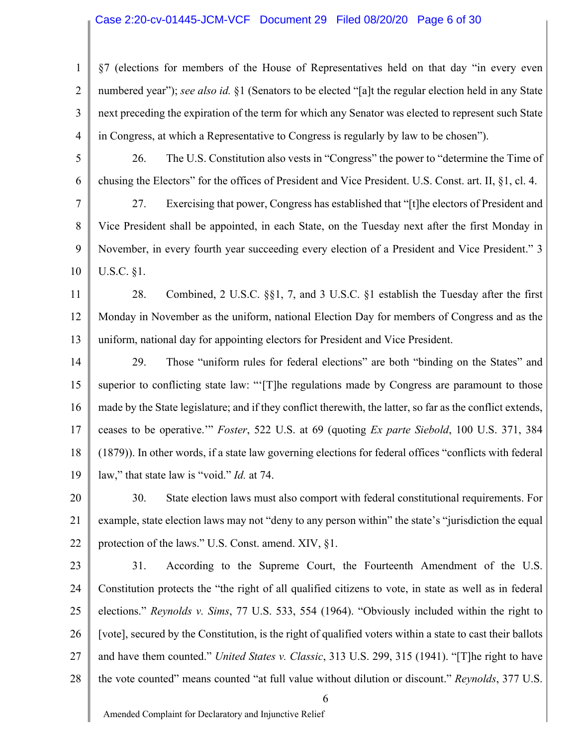§7 (elections for members of the House of Representatives held on that day "in every even numbered year"); *see also id.* §1 (Senators to be elected "[a]t the regular election held in any State next preceding the expiration of the term for which any Senator was elected to represent such State in Congress, at which a Representative to Congress is regularly by law to be chosen").

26. The U.S. Constitution also vests in "Congress" the power to "determine the Time of chusing the Electors" for the offices of President and Vice President. U.S. Const. art. II, §1, cl. 4.

27. Exercising that power, Congress has established that "[t]he electors of President and Vice President shall be appointed, in each State, on the Tuesday next after the first Monday in November, in every fourth year succeeding every election of a President and Vice President." 3 U.S.C. §1.

28. Combined, 2 U.S.C. §§1, 7, and 3 U.S.C. §1 establish the Tuesday after the first Monday in November as the uniform, national Election Day for members of Congress and as the uniform, national day for appointing electors for President and Vice President.

29. Those "uniform rules for federal elections" are both "binding on the States" and superior to conflicting state law: "'[T]he regulations made by Congress are paramount to those made by the State legislature; and if they conflict therewith, the latter, so far as the conflict extends, ceases to be operative.'" *Foster*, 522 U.S. at 69 (quoting *Ex parte Siebold*, 100 U.S. 371, 384 (1879)). In other words, if a state law governing elections for federal offices "conflicts with federal law," that state law is "void." *Id.* at 74.

30. State election laws must also comport with federal constitutional requirements. For example, state election laws may not "deny to any person within" the state's "jurisdiction the equal protection of the laws." U.S. Const. amend. XIV, §1.

31. According to the Supreme Court, the Fourteenth Amendment of the U.S. Constitution protects the "the right of all qualified citizens to vote, in state as well as in federal elections." *Reynolds v. Sims*, 77 U.S. 533, 554 (1964). "Obviously included within the right to [vote], secured by the Constitution, is the right of qualified voters within a state to cast their ballots and have them counted." *United States v. Classic*, 313 U.S. 299, 315 (1941). "[T]he right to have the vote counted" means counted "at full value without dilution or discount." *Reynolds*, 377 U.S.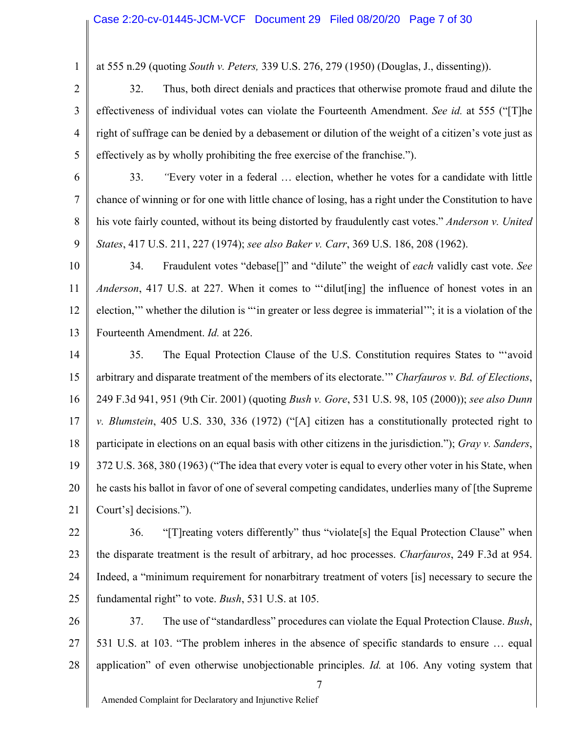at 555 n.29 (quoting *South v. Peters,* 339 U.S. 276, 279 (1950) (Douglas, J., dissenting)).

32. Thus, both direct denials and practices that otherwise promote fraud and dilute the effectiveness of individual votes can violate the Fourteenth Amendment. *See id.* at 555 ("[T]he right of suffrage can be denied by a debasement or dilution of the weight of a citizen's vote just as effectively as by wholly prohibiting the free exercise of the franchise.").

33. "Every voter in a federal … election, whether he votes for a candidate with little chance of winning or for one with little chance of losing, has a right under the Constitution to have his vote fairly counted, without its being distorted by fraudulently cast votes." *Anderson v. United States*, 417 U.S. 211, 227 (1974); *see also Baker v. Carr*, 369 U.S. 186, 208 (1962).

34. Fraudulent votes "debase[]" and "dilute" the weight of *each* validly cast vote. *See Anderson*, 417 U.S. at 227. When it comes to "'dilut[ing] the influence of honest votes in an election,'" whether the dilution is "'in greater or less degree is immaterial'"; it is a violation of the Fourteenth Amendment. *Id.* at 226.

35. The Equal Protection Clause of the U.S. Constitution requires States to "'avoid arbitrary and disparate treatment of the members of its electorate.'" *Charfauros v. Bd. of Elections*, 249 F.3d 941, 951 (9th Cir. 2001) (quoting *Bush v. Gore*, 531 U.S. 98, 105 (2000)); *see also Dunn v. Blumstein*, 405 U.S. 330, 336 (1972) ("[A] citizen has a constitutionally protected right to participate in elections on an equal basis with other citizens in the jurisdiction."); *Gray v. Sanders*, 372 U.S. 368, 380 (1963) ("The idea that every voter is equal to every other voter in his State, when he casts his ballot in favor of one of several competing candidates, underlies many of [the Supreme Court's] decisions.").

36. "[T]reating voters differently" thus "violate[s] the Equal Protection Clause" when the disparate treatment is the result of arbitrary, ad hoc processes. *Charfauros*, 249 F.3d at 954. Indeed, a "minimum requirement for nonarbitrary treatment of voters [is] necessary to secure the fundamental right" to vote. *Bush*, 531 U.S. at 105.

37. The use of "standardless" procedures can violate the Equal Protection Clause. *Bush*, 531 U.S. at 103. "The problem inheres in the absence of specific standards to ensure … equal application" of even otherwise unobjectionable principles. *Id.* at 106. Any voting system that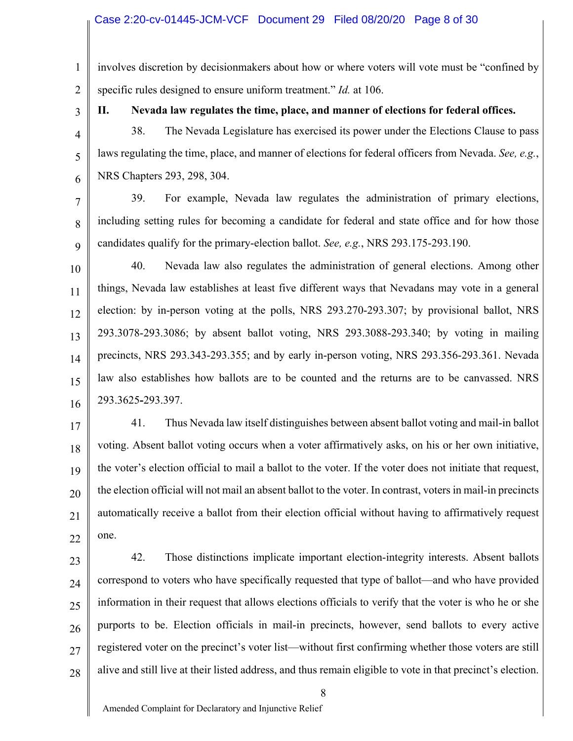involves discretion by decisionmakers about how or where voters will vote must be "confined by specific rules designed to ensure uniform treatment." *Id.* at 106.

## II. Nevada law regulates the time, place, and manner of elections for federal offices.

38. The Nevada Legislature has exercised its power under the Elections Clause to pass laws regulating the time, place, and manner of elections for federal officers from Nevada. *See, e.g.*, NRS Chapters 293, 298, 304.

39. For example, Nevada law regulates the administration of primary elections, including setting rules for becoming a candidate for federal and state office and for how those candidates qualify for the primary-election ballot. *See, e.g.*, NRS 293.175-293.190.

40. Nevada law also regulates the administration of general elections. Among other things, Nevada law establishes at least five different ways that Nevadans may vote in a general election: by in-person voting at the polls, NRS 293.270-293.307; by provisional ballot, NRS 293.3078-293.3086; by absent ballot voting, NRS 293.3088-293.340; by voting in mailing precincts, NRS 293.343-293.355; and by early in-person voting, NRS 293.356-293.361. Nevada law also establishes how ballots are to be counted and the returns are to be canvassed. NRS 293.3625-293.397.

41. Thus Nevada law itself distinguishes between absent ballot voting and mail-in ballot voting. Absent ballot voting occurs when a voter affirmatively asks, on his or her own initiative, the voter's election official to mail a ballot to the voter. If the voter does not initiate that request, the election official will not mail an absent ballot to the voter. In contrast, voters in mail-in precincts automatically receive a ballot from their election official without having to affirmatively request one.

42. Those distinctions implicate important election-integrity interests. Absent ballots correspond to voters who have specifically requested that type of ballot—and who have provided information in their request that allows elections officials to verify that the voter is who he or she purports to be. Election officials in mail-in precincts, however, send ballots to every active registered voter on the precinct's voter list—without first confirming whether those voters are still alive and still live at their listed address, and thus remain eligible to vote in that precinct's election.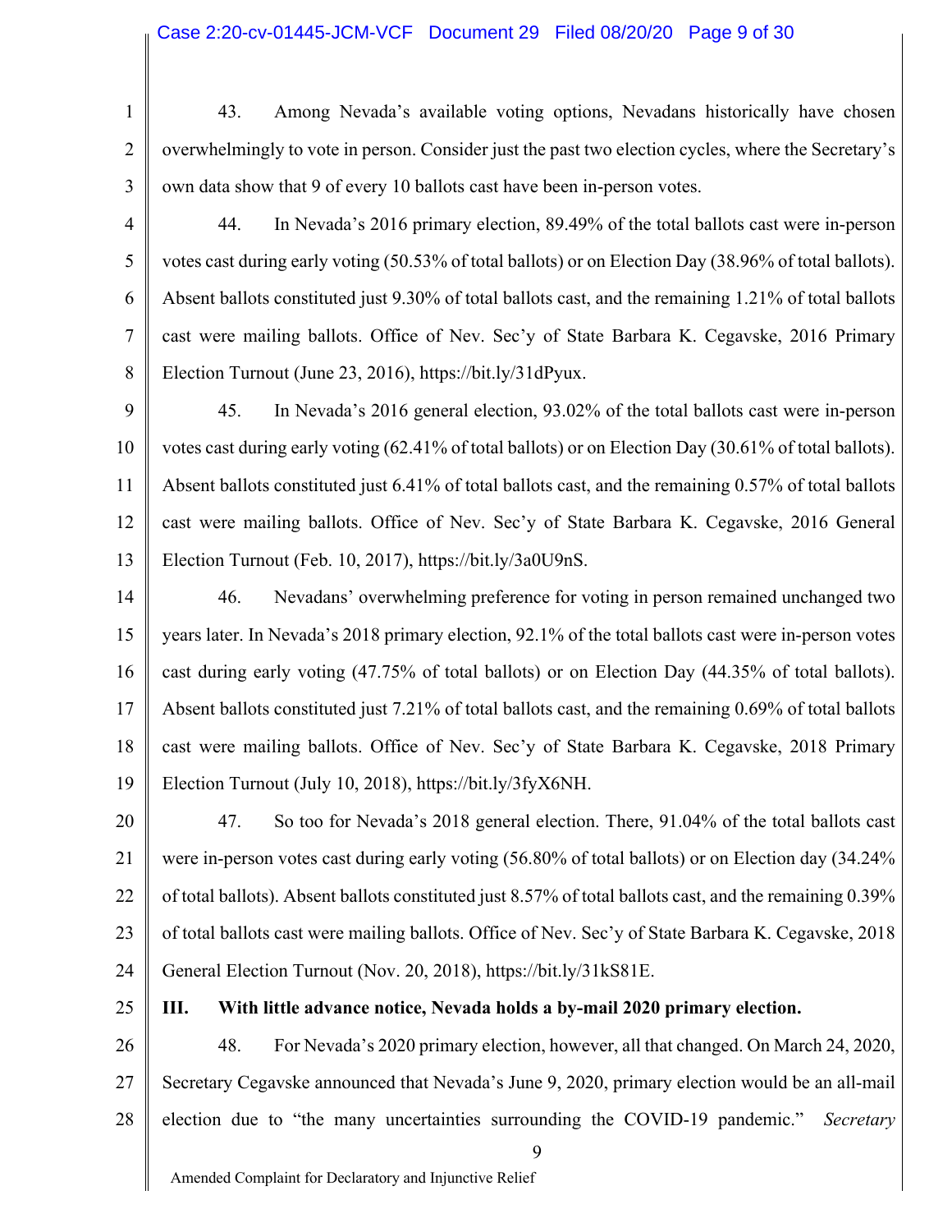43. Among Nevada's available voting options, Nevadans historically have chosen overwhelmingly to vote in person. Consider just the past two election cycles, where the Secretary's own data show that 9 of every 10 ballots cast have been in-person votes.

44. In Nevada's 2016 primary election, 89.49% of the total ballots cast were in-person votes cast during early voting (50.53% of total ballots) or on Election Day (38.96% of total ballots). Absent ballots constituted just 9.30% of total ballots cast, and the remaining 1.21% of total ballots cast were mailing ballots. Office of Nev. Sec'y of State Barbara K. Cegavske, 2016 Primary Election Turnout (June 23, 2016), https://bit.ly/31dPyux.

45. In Nevada's 2016 general election, 93.02% of the total ballots cast were in-person votes cast during early voting (62.41% of total ballots) or on Election Day (30.61% of total ballots). Absent ballots constituted just 6.41% of total ballots cast, and the remaining 0.57% of total ballots cast were mailing ballots. Office of Nev. Sec'y of State Barbara K. Cegavske, 2016 General Election Turnout (Feb. 10, 2017), https://bit.ly/3a0U9nS.

46. Nevadans' overwhelming preference for voting in person remained unchanged two years later. In Nevada's 2018 primary election, 92.1% of the total ballots cast were in-person votes cast during early voting (47.75% of total ballots) or on Election Day (44.35% of total ballots). Absent ballots constituted just 7.21% of total ballots cast, and the remaining 0.69% of total ballots cast were mailing ballots. Office of Nev. Sec'y of State Barbara K. Cegavske, 2018 Primary Election Turnout (July 10, 2018), https://bit.ly/3fyX6NH.

47. So too for Nevada's 2018 general election. There, 91.04% of the total ballots cast were in-person votes cast during early voting (56.80% of total ballots) or on Election day (34.24% of total ballots). Absent ballots constituted just 8.57% of total ballots cast, and the remaining 0.39% of total ballots cast were mailing ballots. Office of Nev. Sec'y of State Barbara K. Cegavske, 2018 General Election Turnout (Nov. 20, 2018), https://bit.ly/31kS81E.

## III. With little advance notice, Nevada holds a by-mail 2020 primary election.

48. For Nevada's 2020 primary election, however, all that changed. On March 24, 2020, Secretary Cegavske announced that Nevada's June 9, 2020, primary election would be an all-mail election due to "the many uncertainties surrounding the COVID-19 pandemic." *Secretary*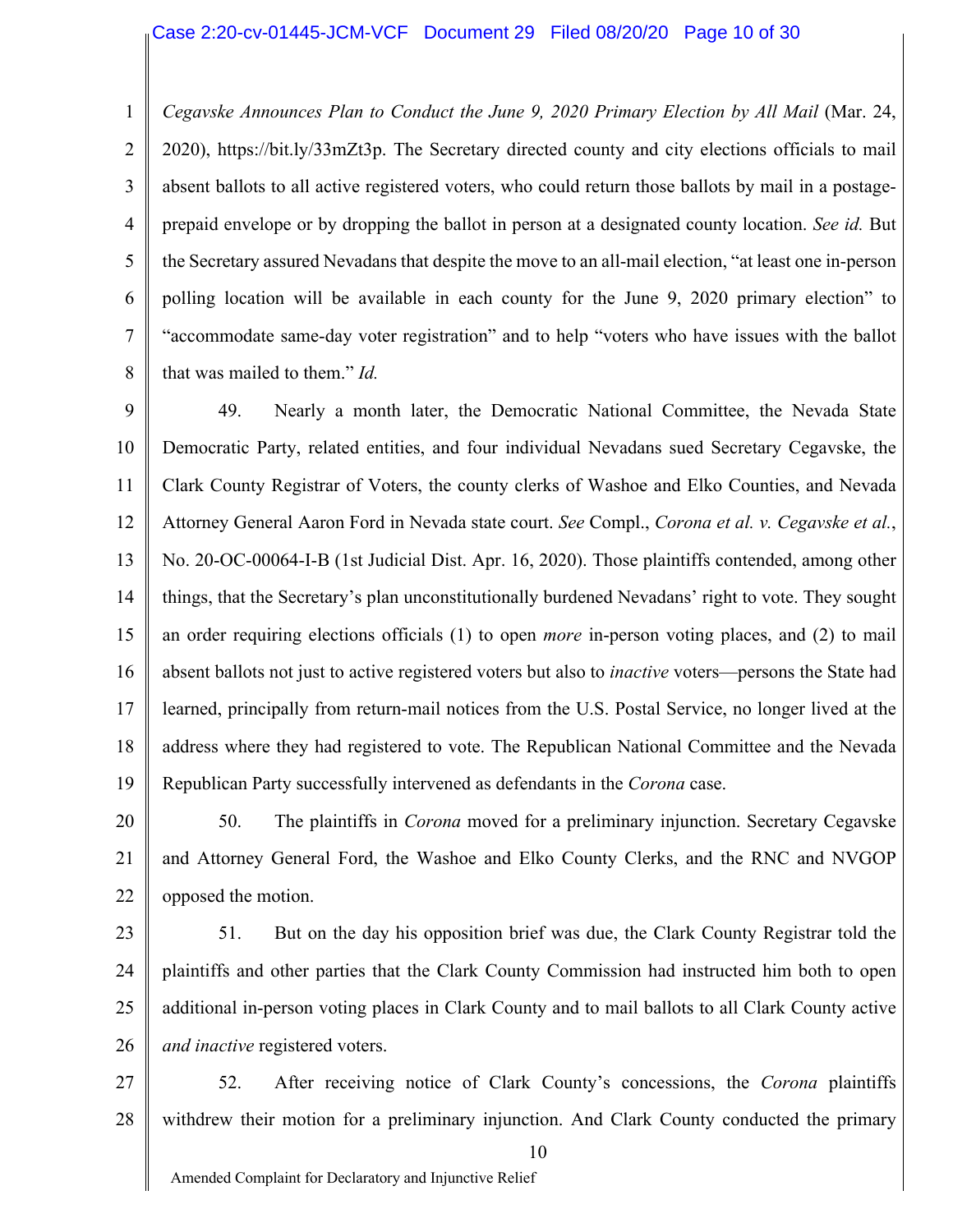*Cegavske Announces Plan to Conduct the June 9, 2020 Primary Election by All Mail* (Mar. 24, 2020), https://bit.ly/33mZt3p. The Secretary directed county and city elections officials to mail absent ballots to all active registered voters, who could return those ballots by mail in a postage-prepaid envelope or by dropping the ballot in person at a designated county location. *See id.* But the Secretary assured Nevadans that despite the move to an all-mail election, "at least one in-person polling location will be available in each county for the June 9, 2020 primary election" to "accommodate same-day voter registration" and to help "voters who have issues with the ballot that was mailed to them." *Id.*

49. Nearly a month later, the Democratic National Committee, the Nevada State Democratic Party, related entities, and four individual Nevadans sued Secretary Cegavske, the Clark County Registrar of Voters, the county clerks of Washoe and Elko Counties, and Nevada Attorney General Aaron Ford in Nevada state court. *See* Compl., *Corona et al. v. Cegavske et al.*, No. 20-OC-00064-I-B (1st Judicial Dist. Apr. 16, 2020). Those plaintiffs contended, among other things, that the Secretary's plan unconstitutionally burdened Nevadans' right to vote. They sought an order requiring elections officials (1) to open *more* in-person voting places, and (2) to mail absent ballots not just to active registered voters but also to *inactive* voters—persons the State had learned, principally from return-mail notices from the U.S. Postal Service, no longer lived at the address where they had registered to vote. The Republican National Committee and the Nevada Republican Party successfully intervened as defendants in the *Corona* case.

50. The plaintiffs in *Corona* moved for a preliminary injunction. Secretary Cegavske and Attorney General Ford, the Washoe and Elko County Clerks, and the RNC and NVGOP opposed the motion.

51. But on the day his opposition brief was due, the Clark County Registrar told the plaintiffs and other parties that the Clark County Commission had instructed him both to open additional in-person voting places in Clark County and to mail ballots to all Clark County active *and inactive* registered voters.

52. After receiving notice of Clark County's concessions, the *Corona* plaintiffs withdrew their motion for a preliminary injunction. And Clark County conducted the primary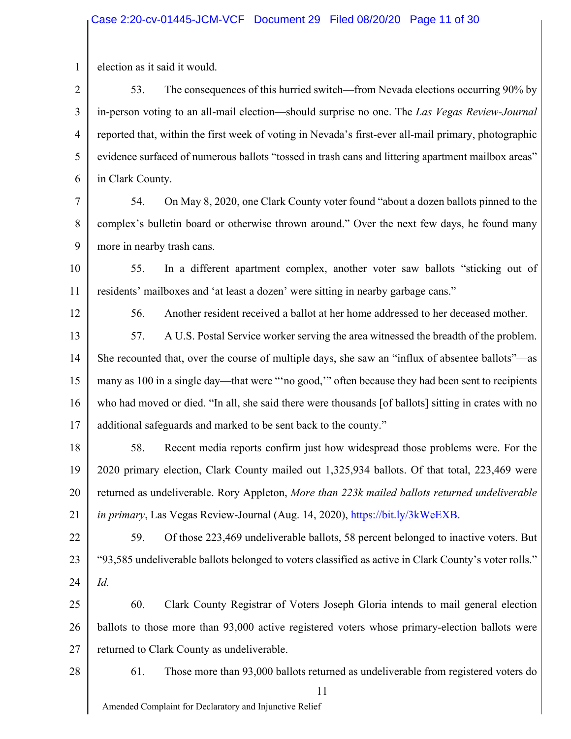election as it said it would.

53. The consequences of this hurried switch—from Nevada elections occurring 90% by in-person voting to an all-mail election—should surprise no one. The *Las Vegas Review-Journal* reported that, within the first week of voting in Nevada's first-ever all-mail primary, photographic evidence surfaced of numerous ballots "tossed in trash cans and littering apartment mailbox areas" in Clark County.

54. On May 8, 2020, one Clark County voter found "about a dozen ballots pinned to the complex's bulletin board or otherwise thrown around." Over the next few days, he found many more in nearby trash cans.

55. In a different apartment complex, another voter saw ballots "sticking out of residents' mailboxes and 'at least a dozen' were sitting in nearby garbage cans."

56. Another resident received a ballot at her home addressed to her deceased mother.

57. A U.S. Postal Service worker serving the area witnessed the breadth of the problem. She recounted that, over the course of multiple days, she saw an "influx of absentee ballots"—as many as 100 in a single day—that were "'no good,'" often because they had been sent to recipients who had moved or died. "In all, she said there were thousands [of ballots] sitting in crates with no additional safeguards and marked to be sent back to the county."

58. Recent media reports confirm just how widespread those problems were. For the 2020 primary election, Clark County mailed out 1,325,934 ballots. Of that total, 223,469 were returned as undeliverable. Rory Appleton, *More than 223k mailed ballots returned undeliverable in primary*, Las Vegas Review-Journal (Aug. 14, 2020), https://bit.ly/3kWeEXB.

59. Of those 223,469 undeliverable ballots, 58 percent belonged to inactive voters. But "93,585 undeliverable ballots belonged to voters classified as active in Clark County's voter rolls." *Id.*

60. Clark County Registrar of Voters Joseph Gloria intends to mail general election ballots to those more than 93,000 active registered voters whose primary-election ballots were returned to Clark County as undeliverable.

61. Those more than 93,000 ballots returned as undeliverable from registered voters do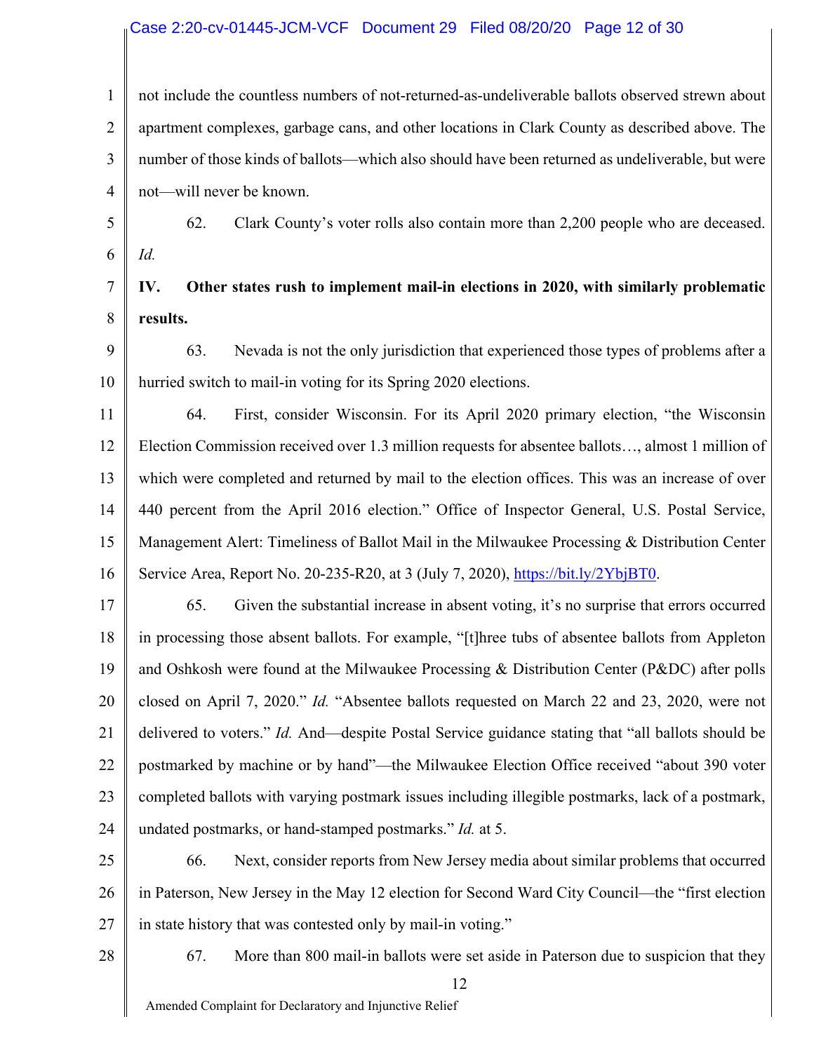not include the countless numbers of not-returned-as-undeliverable ballots observed strewn about apartment complexes, garbage cans, and other locations in Clark County as described above. The number of those kinds of ballots—which also should have been returned as undeliverable, but were not—will never be known.

62. Clark County's voter rolls also contain more than 2,200 people who are deceased. *Id.*

**IV. Other states rush to implement mail-in elections in 2020, with similarly problematic results.**

63. Nevada is not the only jurisdiction that experienced those types of problems after a hurried switch to mail-in voting for its Spring 2020 elections.

64. First, consider Wisconsin. For its April 2020 primary election, "the Wisconsin Election Commission received over 1.3 million requests for absentee ballots…, almost 1 million of which were completed and returned by mail to the election offices. This was an increase of over 440 percent from the April 2016 election." Office of Inspector General, U.S. Postal Service, Management Alert: Timeliness of Ballot Mail in the Milwaukee Processing & Distribution Center Service Area, Report No. 20-235-R20, at 3 (July 7, 2020), https://bit.ly/2YbjBT0.

65. Given the substantial increase in absent voting, it's no surprise that errors occurred in processing those absent ballots. For example, "[t]hree tubs of absentee ballots from Appleton and Oshkosh were found at the Milwaukee Processing & Distribution Center (P&DC) after polls closed on April 7, 2020." *Id.* "Absentee ballots requested on March 22 and 23, 2020, were not delivered to voters." *Id.* And—despite Postal Service guidance stating that "all ballots should be postmarked by machine or by hand"—the Milwaukee Election Office received "about 390 voter completed ballots with varying postmark issues including illegible postmarks, lack of a postmark, undated postmarks, or hand-stamped postmarks." *Id.* at 5.

66. Next, consider reports from New Jersey media about similar problems that occurred in Paterson, New Jersey in the May 12 election for Second Ward City Council—the "first election in state history that was contested only by mail-in voting."

67. More than 800 mail-in ballots were set aside in Paterson due to suspicion that they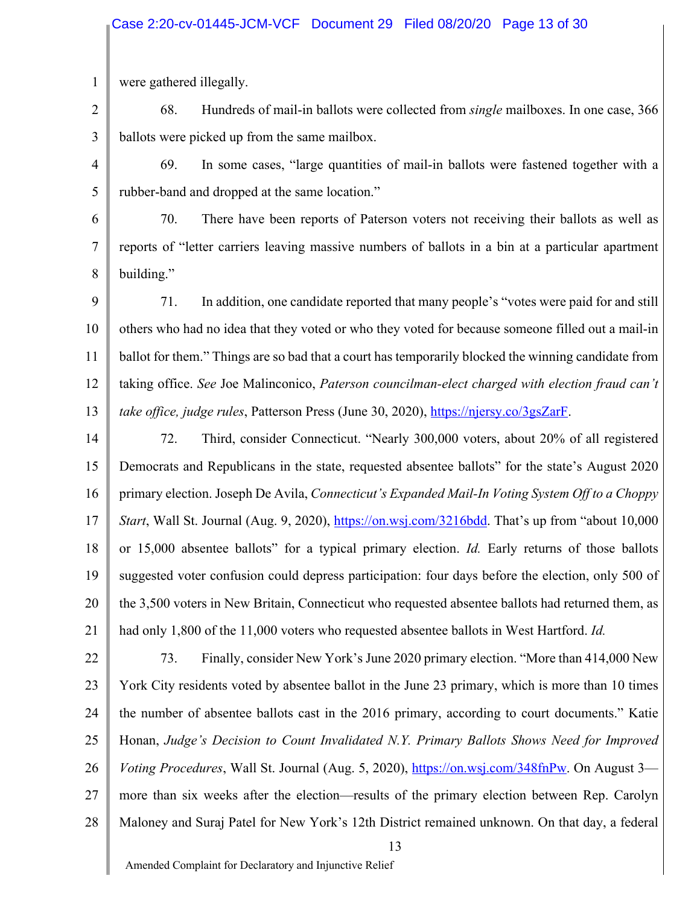were gathered illegally.

68. Hundreds of mail-in ballots were collected from *single* mailboxes. In one case, 366 ballots were picked up from the same mailbox.

69. In some cases, "large quantities of mail-in ballots were fastened together with a rubber-band and dropped at the same location."

70. There have been reports of Paterson voters not receiving their ballots as well as reports of "letter carriers leaving massive numbers of ballots in a bin at a particular apartment building."

71. In addition, one candidate reported that many people's "votes were paid for and still others who had no idea that they voted or who they voted for because someone filled out a mail-in ballot for them." Things are so bad that a court has temporarily blocked the winning candidate from taking office. *See* Joe Malinconico, *Paterson councilman-elect charged with election fraud can't take office, judge rules*, Patterson Press (June 30, 2020), https://njersy.co/3gsZarF.

72. Third, consider Connecticut. "Nearly 300,000 voters, about 20% of all registered Democrats and Republicans in the state, requested absentee ballots" for the state's August 2020 primary election. Joseph De Avila, *Connecticut's Expanded Mail-In Voting System Off to a Choppy Start*, Wall St. Journal (Aug. 9, 2020), https://on.wsj.com/3216bdd. That's up from "about 10,000 or 15,000 absentee ballots" for a typical primary election. *Id.* Early returns of those ballots suggested voter confusion could depress participation: four days before the election, only 500 of the 3,500 voters in New Britain, Connecticut who requested absentee ballots had returned them, as had only 1,800 of the 11,000 voters who requested absentee ballots in West Hartford. *Id.*

73. Finally, consider New York's June 2020 primary election. "More than 414,000 New York City residents voted by absentee ballot in the June 23 primary, which is more than 10 times the number of absentee ballots cast in the 2016 primary, according to court documents." Katie Honan, *Judge's Decision to Count Invalidated N.Y. Primary Ballots Shows Need for Improved Voting Procedures*, Wall St. Journal (Aug. 5, 2020), https://on.wsj.com/348fnPw. On August 3—more than six weeks after the election—results of the primary election between Rep. Carolyn Maloney and Suraj Patel for New York's 12th District remained unknown. On that day, a federal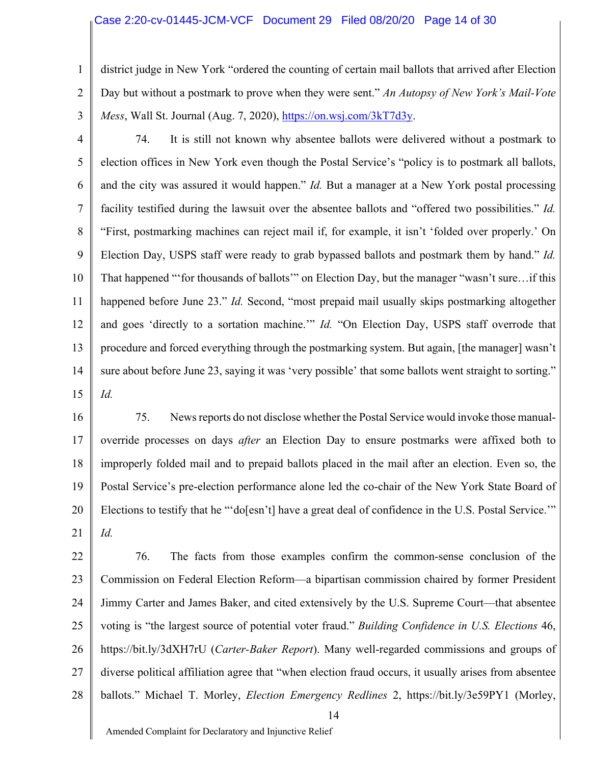district judge in New York "ordered the counting of certain mail ballots that arrived after Election Day but without a postmark to prove when they were sent." *An Autopsy of New York's Mail-Vote Mess*, Wall St. Journal (Aug. 7, 2020), https://on.wsj.com/3kT7d3y.

74. It is still not known why absentee ballots were delivered without a postmark to election offices in New York even though the Postal Service's "policy is to postmark all ballots, and the city was assured it would happen." *Id.* But a manager at a New York postal processing facility testified during the lawsuit over the absentee ballots and "offered two possibilities." *Id.* "First, postmarking machines can reject mail if, for example, it isn't 'folded over properly.' On Election Day, USPS staff were ready to grab bypassed ballots and postmark them by hand." *Id.* That happened "'for thousands of ballots'" on Election Day, but the manager "wasn't sure…if this happened before June 23." *Id.* Second, "most prepaid mail usually skips postmarking altogether and goes 'directly to a sortation machine.'" *Id.* "On Election Day, USPS staff overrode that procedure and forced everything through the postmarking system. But again, [the manager] wasn't sure about before June 23, saying it was 'very possible' that some ballots went straight to sorting." *Id.*

75. News reports do not disclose whether the Postal Service would invoke those manual-override processes on days *after* an Election Day to ensure postmarks were affixed both to improperly folded mail and to prepaid ballots placed in the mail after an election. Even so, the Postal Service's pre-election performance alone led the co-chair of the New York State Board of Elections to testify that he "'do[esn't] have a great deal of confidence in the U.S. Postal Service.'" *Id.*

76. The facts from those examples confirm the common-sense conclusion of the Commission on Federal Election Reform—a bipartisan commission chaired by former President Jimmy Carter and James Baker, and cited extensively by the U.S. Supreme Court—that absentee voting is "the largest source of potential voter fraud." *Building Confidence in U.S. Elections* 46, https://bit.ly/3dXH7rU (*Carter-Baker Report*). Many well-regarded commissions and groups of diverse political affiliation agree that "when election fraud occurs, it usually arises from absentee ballots." Michael T. Morley, *Election Emergency Redlines* 2, https://bit.ly/3e59PY1 (Morley,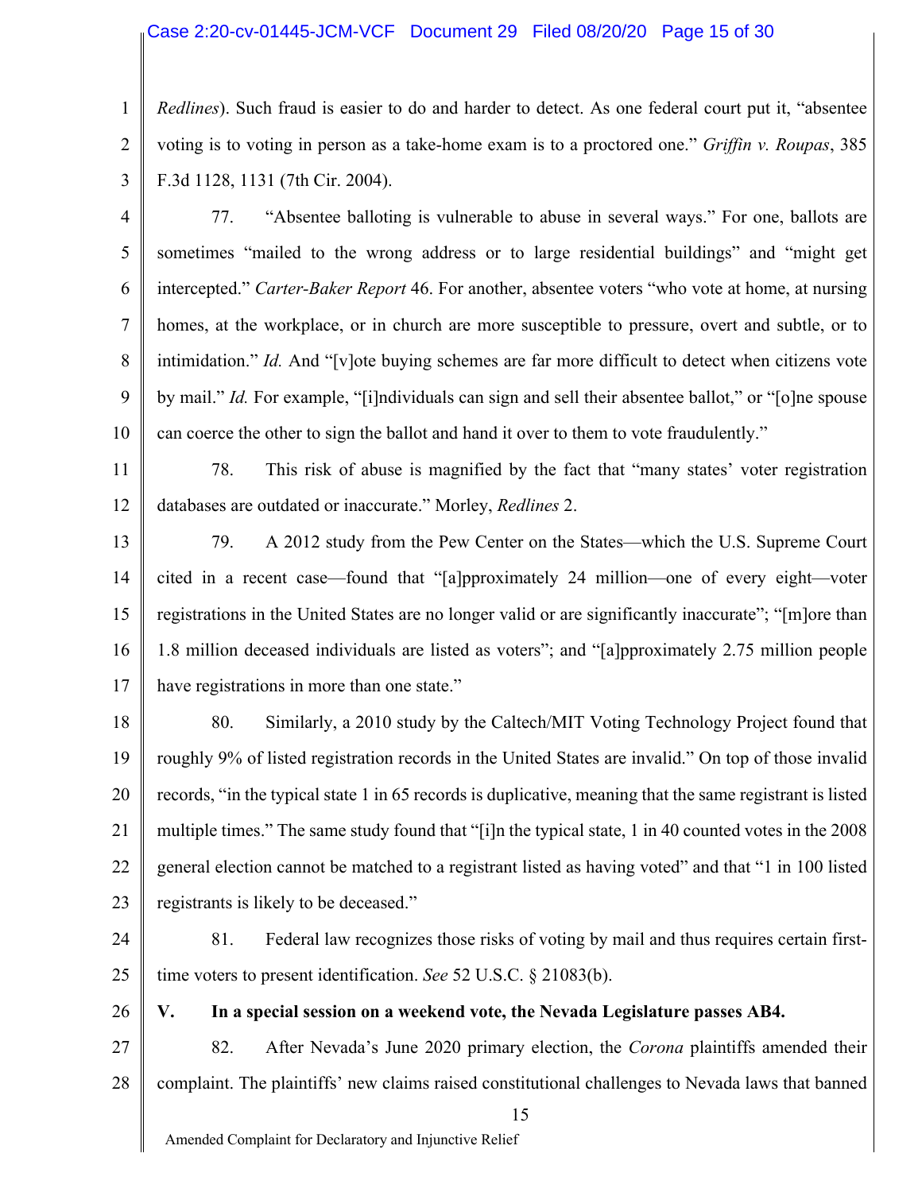*Redlines*). Such fraud is easier to do and harder to detect. As one federal court put it, "absentee voting is to voting in person as a take-home exam is to a proctored one." *Griffin v. Roupas*, 385 F.3d 1128, 1131 (7th Cir. 2004).

77. "Absentee balloting is vulnerable to abuse in several ways." For one, ballots are sometimes "mailed to the wrong address or to large residential buildings" and "might get intercepted." *Carter-Baker Report* 46. For another, absentee voters "who vote at home, at nursing homes, at the workplace, or in church are more susceptible to pressure, overt and subtle, or to intimidation." *Id.* And "[v]ote buying schemes are far more difficult to detect when citizens vote by mail." *Id.* For example, "[i]ndividuals can sign and sell their absentee ballot," or "[o]ne spouse can coerce the other to sign the ballot and hand it over to them to vote fraudulently."

78. This risk of abuse is magnified by the fact that "many states' voter registration databases are outdated or inaccurate." Morley, *Redlines* 2.

79. A 2012 study from the Pew Center on the States—which the U.S. Supreme Court cited in a recent case—found that "[a]pproximately 24 million—one of every eight—voter registrations in the United States are no longer valid or are significantly inaccurate"; "[m]ore than 1.8 million deceased individuals are listed as voters"; and "[a]pproximately 2.75 million people have registrations in more than one state."

80. Similarly, a 2010 study by the Caltech/MIT Voting Technology Project found that roughly 9% of listed registration records in the United States are invalid." On top of those invalid records, "in the typical state 1 in 65 records is duplicative, meaning that the same registrant is listed multiple times." The same study found that "[i]n the typical state, 1 in 40 counted votes in the 2008 general election cannot be matched to a registrant listed as having voted" and that "1 in 100 listed registrants is likely to be deceased."

81. Federal law recognizes those risks of voting by mail and thus requires certain first-time voters to present identification. *See* 52 U.S.C. § 21083(b).

## V. In a special session on a weekend vote, the Nevada Legislature passes AB4.

82. After Nevada's June 2020 primary election, the *Corona* plaintiffs amended their complaint. The plaintiffs' new claims raised constitutional challenges to Nevada laws that banned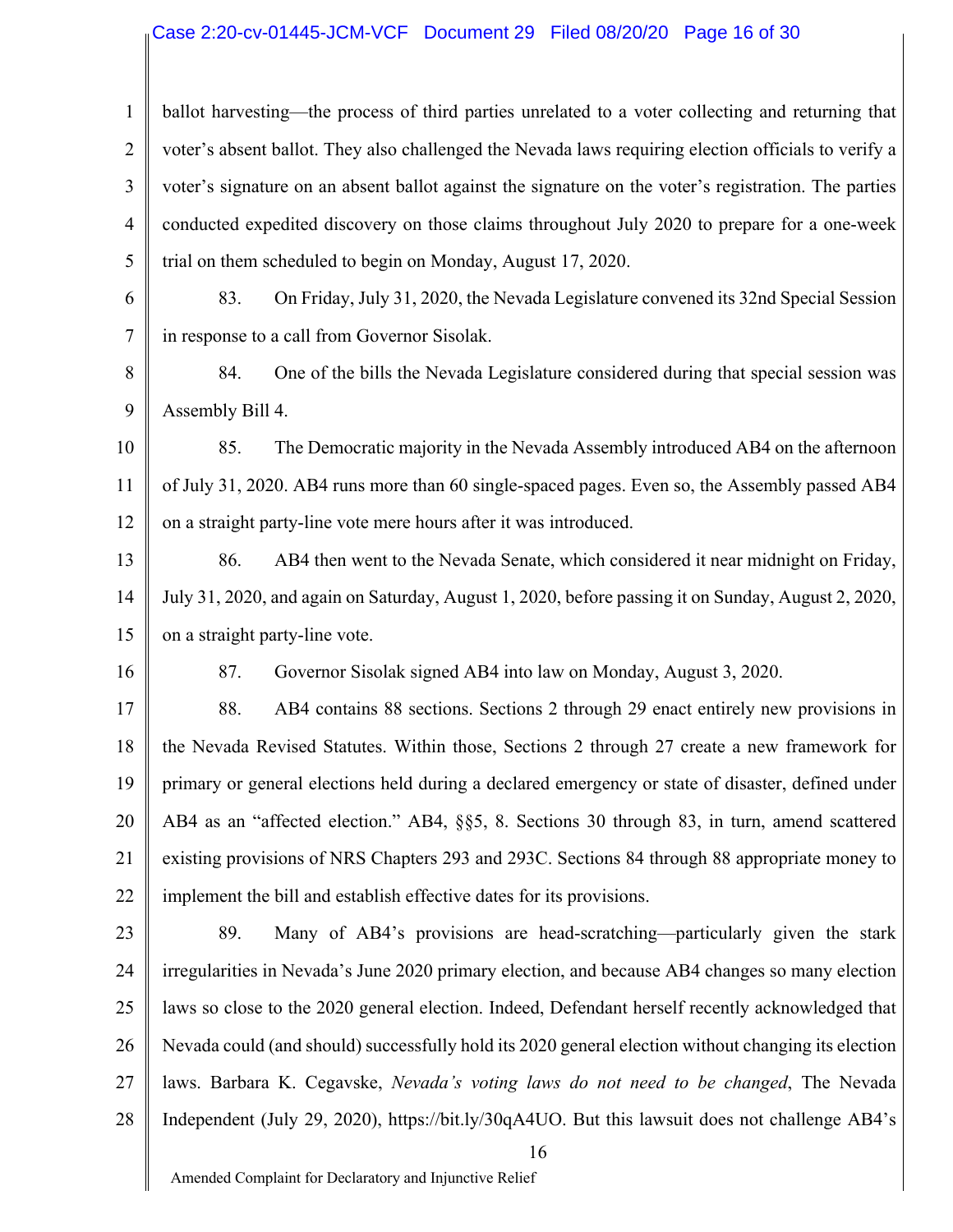ballot harvesting—the process of third parties unrelated to a voter collecting and returning that voter's absent ballot. They also challenged the Nevada laws requiring election officials to verify a voter's signature on an absent ballot against the signature on the voter's registration. The parties conducted expedited discovery on those claims throughout July 2020 to prepare for a one-week trial on them scheduled to begin on Monday, August 17, 2020.

83. On Friday, July 31, 2020, the Nevada Legislature convened its 32nd Special Session in response to a call from Governor Sisolak.

84. One of the bills the Nevada Legislature considered during that special session was Assembly Bill 4.

85. The Democratic majority in the Nevada Assembly introduced AB4 on the afternoon of July 31, 2020. AB4 runs more than 60 single-spaced pages. Even so, the Assembly passed AB4 on a straight party-line vote mere hours after it was introduced.

86. AB4 then went to the Nevada Senate, which considered it near midnight on Friday, July 31, 2020, and again on Saturday, August 1, 2020, before passing it on Sunday, August 2, 2020, on a straight party-line vote.

87. Governor Sisolak signed AB4 into law on Monday, August 3, 2020.

88. AB4 contains 88 sections. Sections 2 through 29 enact entirely new provisions in the Nevada Revised Statutes. Within those, Sections 2 through 27 create a new framework for primary or general elections held during a declared emergency or state of disaster, defined under AB4 as an "affected election." AB4, §§5, 8. Sections 30 through 83, in turn, amend scattered existing provisions of NRS Chapters 293 and 293C. Sections 84 through 88 appropriate money to implement the bill and establish effective dates for its provisions.

89. Many of AB4's provisions are head-scratching—particularly given the stark irregularities in Nevada's June 2020 primary election, and because AB4 changes so many election laws so close to the 2020 general election. Indeed, Defendant herself recently acknowledged that Nevada could (and should) successfully hold its 2020 general election without changing its election laws. Barbara K. Cegavske, *Nevada's voting laws do not need to be changed*, The Nevada Independent (July 29, 2020), https://bit.ly/30qA4UO. But this lawsuit does not challenge AB4's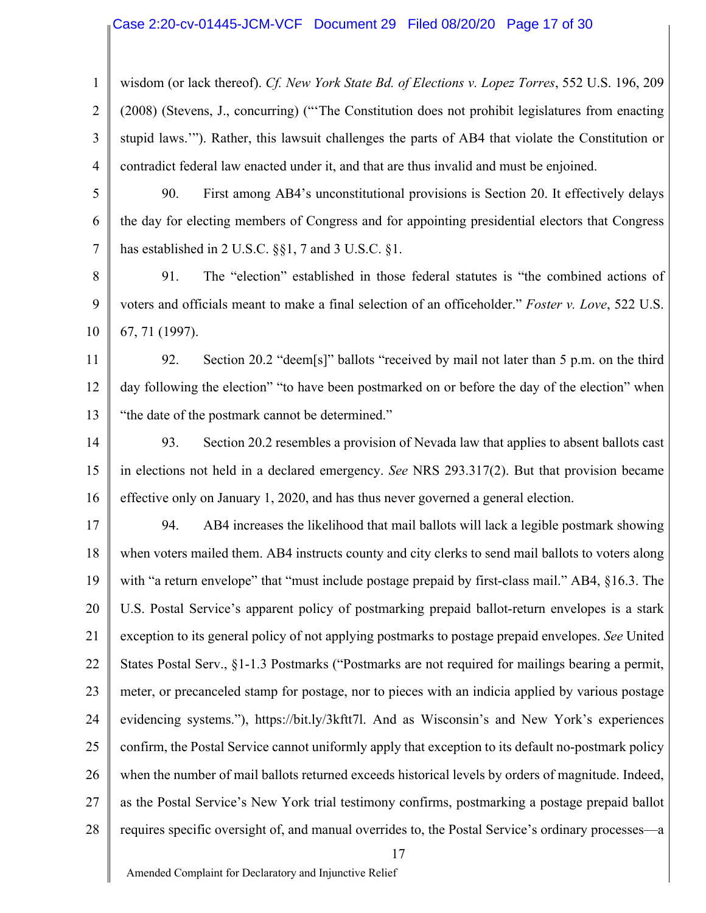wisdom (or lack thereof). *Cf. New York State Bd. of Elections v. Lopez Torres*, 552 U.S. 196, 209 (2008) (Stevens, J., concurring) ("'The Constitution does not prohibit legislatures from enacting stupid laws.'"). Rather, this lawsuit challenges the parts of AB4 that violate the Constitution or contradict federal law enacted under it, and that are thus invalid and must be enjoined.

90. First among AB4's unconstitutional provisions is Section 20. It effectively delays the day for electing members of Congress and for appointing presidential electors that Congress has established in 2 U.S.C. §§1, 7 and 3 U.S.C. §1.

91. The "election" established in those federal statutes is "the combined actions of voters and officials meant to make a final selection of an officeholder." *Foster v. Love*, 522 U.S. 67, 71 (1997).

92. Section 20.2 "deem[s]" ballots "received by mail not later than 5 p.m. on the third day following the election" "to have been postmarked on or before the day of the election" when "the date of the postmark cannot be determined."

93. Section 20.2 resembles a provision of Nevada law that applies to absent ballots cast in elections not held in a declared emergency. *See* NRS 293.317(2). But that provision became effective only on January 1, 2020, and has thus never governed a general election.

94. AB4 increases the likelihood that mail ballots will lack a legible postmark showing when voters mailed them. AB4 instructs county and city clerks to send mail ballots to voters along with "a return envelope" that "must include postage prepaid by first-class mail." AB4, §16.3. The U.S. Postal Service's apparent policy of postmarking prepaid ballot-return envelopes is a stark exception to its general policy of not applying postmarks to postage prepaid envelopes. *See* United States Postal Serv., §1-1.3 Postmarks ("Postmarks are not required for mailings bearing a permit, meter, or precanceled stamp for postage, nor to pieces with an indicia applied by various postage evidencing systems."), https://bit.ly/3kftt7l. And as Wisconsin's and New York's experiences confirm, the Postal Service cannot uniformly apply that exception to its default no-postmark policy when the number of mail ballots returned exceeds historical levels by orders of magnitude. Indeed, as the Postal Service's New York trial testimony confirms, postmarking a postage prepaid ballot requires specific oversight of, and manual overrides to, the Postal Service's ordinary processes—a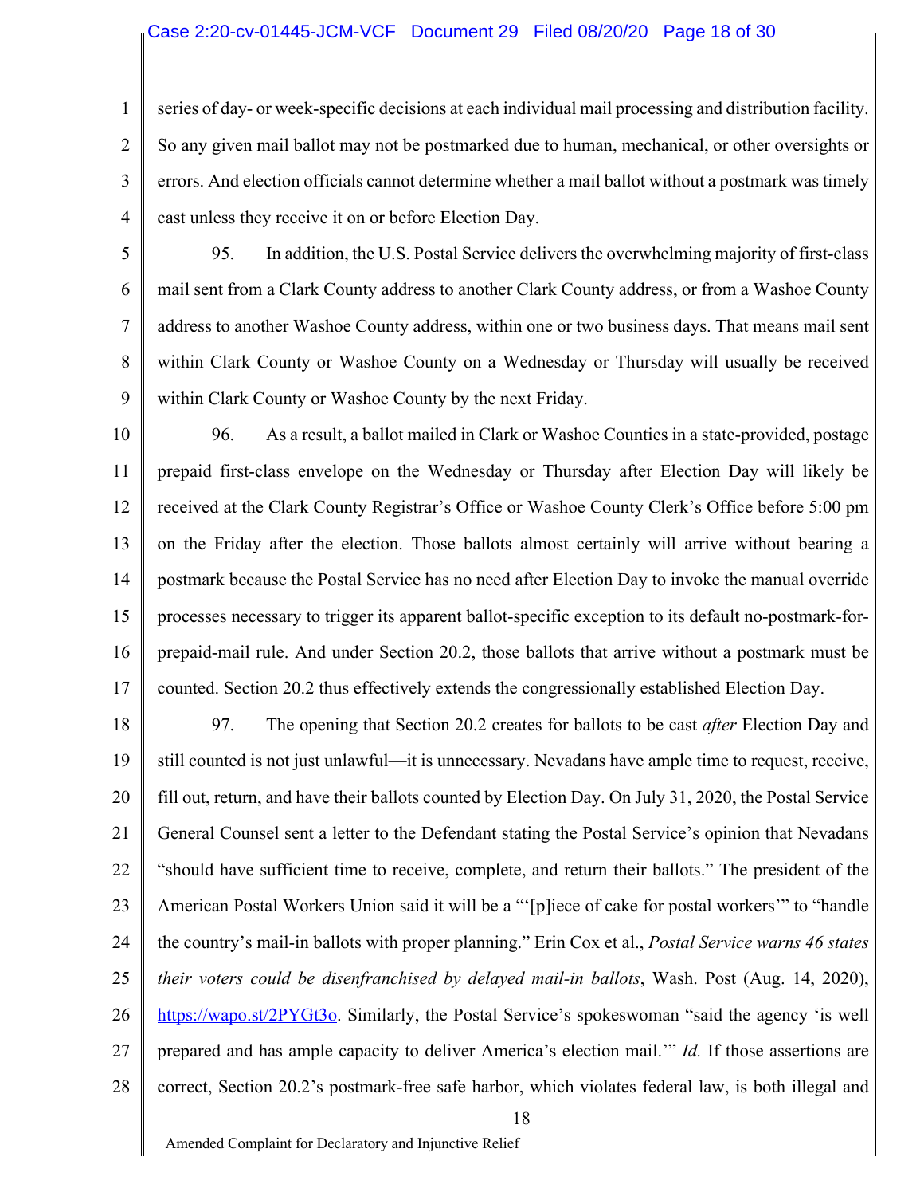series of day- or week-specific decisions at each individual mail processing and distribution facility. So any given mail ballot may not be postmarked due to human, mechanical, or other oversights or errors. And election officials cannot determine whether a mail ballot without a postmark was timely cast unless they receive it on or before Election Day.

95. In addition, the U.S. Postal Service delivers the overwhelming majority of first-class mail sent from a Clark County address to another Clark County address, or from a Washoe County address to another Washoe County address, within one or two business days. That means mail sent within Clark County or Washoe County on a Wednesday or Thursday will usually be received within Clark County or Washoe County by the next Friday.

96. As a result, a ballot mailed in Clark or Washoe Counties in a state-provided, postage prepaid first-class envelope on the Wednesday or Thursday after Election Day will likely be received at the Clark County Registrar's Office or Washoe County Clerk's Office before 5:00 pm on the Friday after the election. Those ballots almost certainly will arrive without bearing a postmark because the Postal Service has no need after Election Day to invoke the manual override processes necessary to trigger its apparent ballot-specific exception to its default no-postmark-for-prepaid-mail rule. And under Section 20.2, those ballots that arrive without a postmark must be counted. Section 20.2 thus effectively extends the congressionally established Election Day.

97. The opening that Section 20.2 creates for ballots to be cast *after* Election Day and still counted is not just unlawful—it is unnecessary. Nevadans have ample time to request, receive, fill out, return, and have their ballots counted by Election Day. On July 31, 2020, the Postal Service General Counsel sent a letter to the Defendant stating the Postal Service's opinion that Nevadans "should have sufficient time to receive, complete, and return their ballots." The president of the American Postal Workers Union said it will be a "'[p]iece of cake for postal workers'" to "handle the country's mail-in ballots with proper planning." Erin Cox et al., *Postal Service warns 46 states their voters could be disenfranchised by delayed mail-in ballots*, Wash. Post (Aug. 14, 2020), https://wapo.st/2PYGt3o. Similarly, the Postal Service's spokeswoman "said the agency 'is well prepared and has ample capacity to deliver America's election mail.'" *Id.* If those assertions are correct, Section 20.2's postmark-free safe harbor, which violates federal law, is both illegal and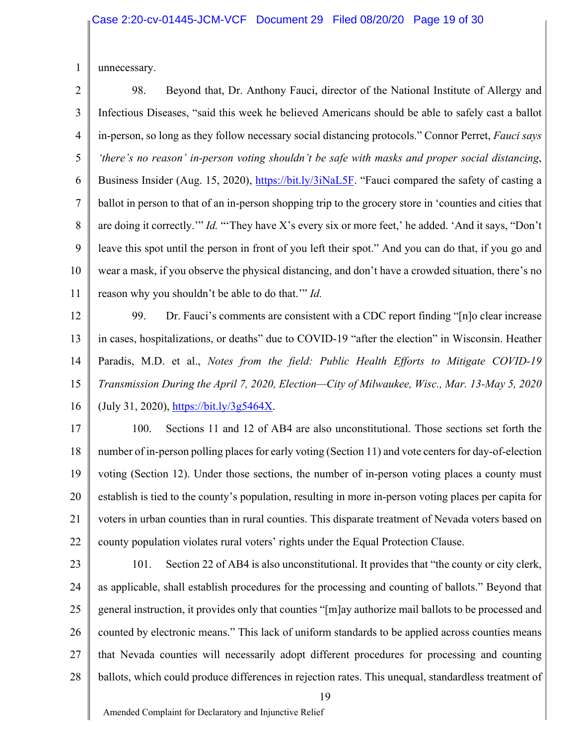unnecessary.

98. Beyond that, Dr. Anthony Fauci, director of the National Institute of Allergy and Infectious Diseases, "said this week he believed Americans should be able to safely cast a ballot in-person, so long as they follow necessary social distancing protocols." Connor Perret, *Fauci says 'there's no reason' in-person voting shouldn't be safe with masks and proper social distancing*, Business Insider (Aug. 15, 2020), https://bit.ly/3iNaL5F. "Fauci compared the safety of casting a ballot in person to that of an in-person shopping trip to the grocery store in 'counties and cities that are doing it correctly.'" *Id.* "'They have X's every six or more feet,' he added. 'And it says, "Don't leave this spot until the person in front of you left their spot." And you can do that, if you go and wear a mask, if you observe the physical distancing, and don't have a crowded situation, there's no reason why you shouldn't be able to do that.'" *Id.*

99. Dr. Fauci's comments are consistent with a CDC report finding "[n]o clear increase in cases, hospitalizations, or deaths" due to COVID-19 "after the election" in Wisconsin. Heather Paradis, M.D. et al., *Notes from the field: Public Health Efforts to Mitigate COVID-19 Transmission During the April 7, 2020, Election—City of Milwaukee, Wisc., Mar. 13-May 5, 2020* (July 31, 2020), https://bit.ly/3g5464X.

100. Sections 11 and 12 of AB4 are also unconstitutional. Those sections set forth the number of in-person polling places for early voting (Section 11) and vote centers for day-of-election voting (Section 12). Under those sections, the number of in-person voting places a county must establish is tied to the county's population, resulting in more in-person voting places per capita for voters in urban counties than in rural counties. This disparate treatment of Nevada voters based on county population violates rural voters' rights under the Equal Protection Clause.

101. Section 22 of AB4 is also unconstitutional. It provides that "the county or city clerk, as applicable, shall establish procedures for the processing and counting of ballots." Beyond that general instruction, it provides only that counties "[m]ay authorize mail ballots to be processed and counted by electronic means." This lack of uniform standards to be applied across counties means that Nevada counties will necessarily adopt different procedures for processing and counting ballots, which could produce differences in rejection rates. This unequal, standardless treatment of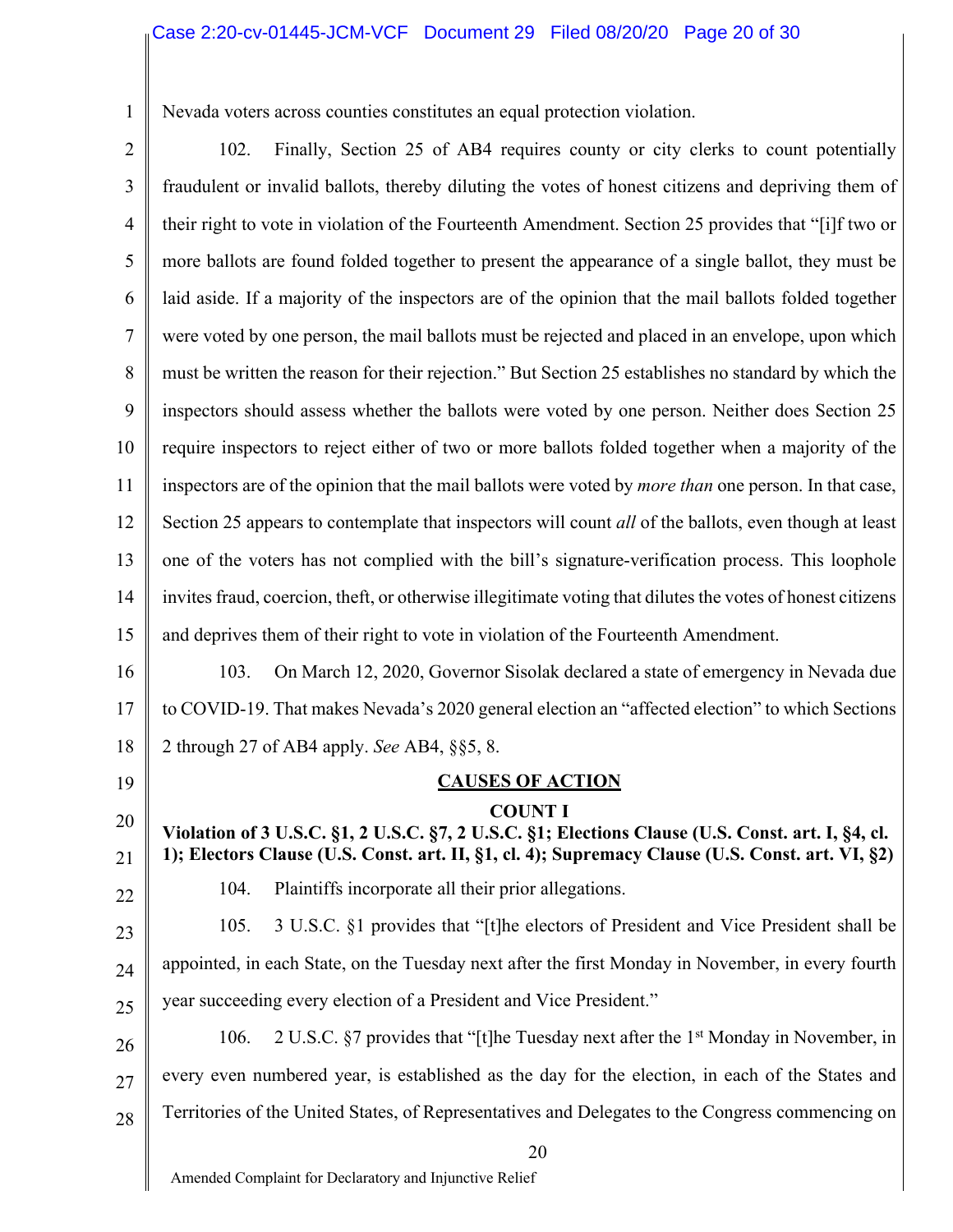Nevada voters across counties constitutes an equal protection violation.

102. Finally, Section 25 of AB4 requires county or city clerks to count potentially fraudulent or invalid ballots, thereby diluting the votes of honest citizens and depriving them of their right to vote in violation of the Fourteenth Amendment. Section 25 provides that "[i]f two or more ballots are found folded together to present the appearance of a single ballot, they must be laid aside. If a majority of the inspectors are of the opinion that the mail ballots folded together were voted by one person, the mail ballots must be rejected and placed in an envelope, upon which must be written the reason for their rejection." But Section 25 establishes no standard by which the inspectors should assess whether the ballots were voted by one person. Neither does Section 25 require inspectors to reject either of two or more ballots folded together when a majority of the inspectors are of the opinion that the mail ballots were voted by *more than* one person. In that case, Section 25 appears to contemplate that inspectors will count *all* of the ballots, even though at least one of the voters has not complied with the bill's signature-verification process. This loophole invites fraud, coercion, theft, or otherwise illegitimate voting that dilutes the votes of honest citizens and deprives them of their right to vote in violation of the Fourteenth Amendment.

103. On March 12, 2020, Governor Sisolak declared a state of emergency in Nevada due to COVID-19. That makes Nevada's 2020 general election an "affected election" to which Sections 2 through 27 of AB4 apply. *See* AB4, §§5, 8.

## CAUSES OF ACTION

### COUNT I

**Violation of 3 U.S.C. §1, 2 U.S.C. §7, 2 U.S.C. §1; Elections Clause (U.S. Const. art. I, §4, cl. 1); Electors Clause (U.S. Const. art. II, §1, cl. 4); Supremacy Clause (U.S. Const. art. VI, §2)**

104. Plaintiffs incorporate all their prior allegations.

105. 3 U.S.C. §1 provides that "[t]he electors of President and Vice President shall be appointed, in each State, on the Tuesday next after the first Monday in November, in every fourth year succeeding every election of a President and Vice President."

106. 2 U.S.C. §7 provides that "[t]he Tuesday next after the 1st Monday in November, in every even numbered year, is established as the day for the election, in each of the States and Territories of the United States, of Representatives and Delegates to the Congress commencing on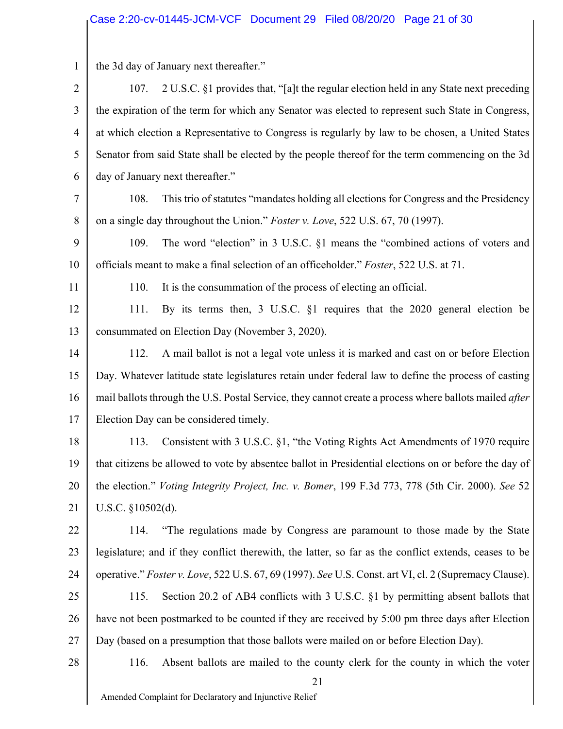the 3d day of January next thereafter."

107. 2 U.S.C. §1 provides that, "[a]t the regular election held in any State next preceding the expiration of the term for which any Senator was elected to represent such State in Congress, at which election a Representative to Congress is regularly by law to be chosen, a United States Senator from said State shall be elected by the people thereof for the term commencing on the 3d day of January next thereafter."

108. This trio of statutes "mandates holding all elections for Congress and the Presidency on a single day throughout the Union." *Foster v. Love*, 522 U.S. 67, 70 (1997).

109. The word "election" in 3 U.S.C. §1 means the "combined actions of voters and officials meant to make a final selection of an officeholder." *Foster*, 522 U.S. at 71.

110. It is the consummation of the process of electing an official.

111. By its terms then, 3 U.S.C. §1 requires that the 2020 general election be consummated on Election Day (November 3, 2020).

112. A mail ballot is not a legal vote unless it is marked and cast on or before Election Day. Whatever latitude state legislatures retain under federal law to define the process of casting mail ballots through the U.S. Postal Service, they cannot create a process where ballots mailed *after* Election Day can be considered timely.

113. Consistent with 3 U.S.C. §1, "the Voting Rights Act Amendments of 1970 require that citizens be allowed to vote by absentee ballot in Presidential elections on or before the day of the election." *Voting Integrity Project, Inc. v. Bomer*, 199 F.3d 773, 778 (5th Cir. 2000). *See* 52 U.S.C. §10502(d).

114. "The regulations made by Congress are paramount to those made by the State legislature; and if they conflict therewith, the latter, so far as the conflict extends, ceases to be operative." *Foster v. Love*, 522 U.S. 67, 69 (1997). *See* U.S. Const. art VI, cl. 2 (Supremacy Clause).

115. Section 20.2 of AB4 conflicts with 3 U.S.C. §1 by permitting absent ballots that have not been postmarked to be counted if they are received by 5:00 pm three days after Election Day (based on a presumption that those ballots were mailed on or before Election Day).

116. Absent ballots are mailed to the county clerk for the county in which the voter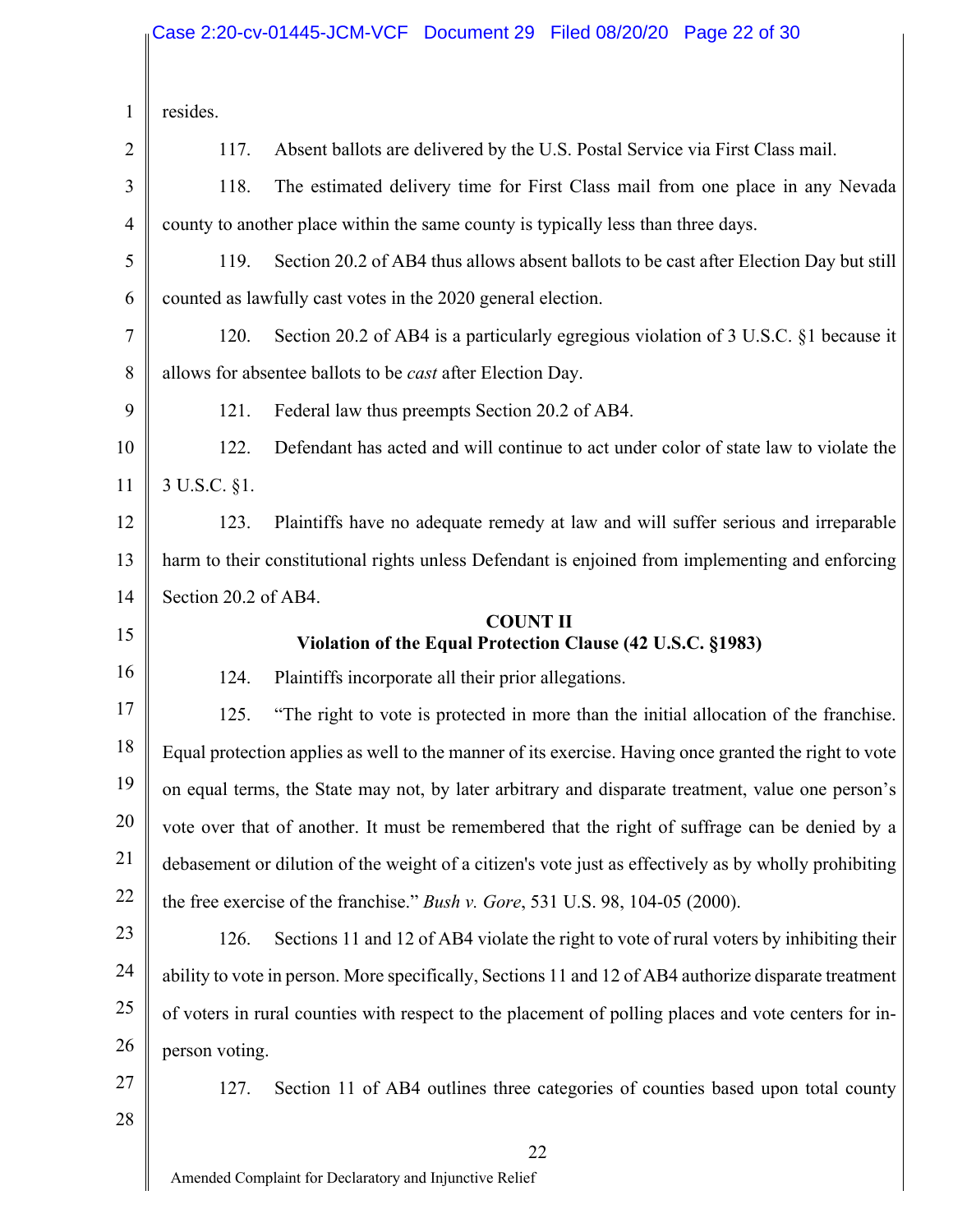resides.

117. Absent ballots are delivered by the U.S. Postal Service via First Class mail.

118. The estimated delivery time for First Class mail from one place in any Nevada county to another place within the same county is typically less than three days.

119. Section 20.2 of AB4 thus allows absent ballots to be cast after Election Day but still counted as lawfully cast votes in the 2020 general election.

120. Section 20.2 of AB4 is a particularly egregious violation of 3 U.S.C. §1 because it allows for absentee ballots to be *cast* after Election Day.

121. Federal law thus preempts Section 20.2 of AB4.

122. Defendant has acted and will continue to act under color of state law to violate the 3 U.S.C. §1.

123. Plaintiffs have no adequate remedy at law and will suffer serious and irreparable harm to their constitutional rights unless Defendant is enjoined from implementing and enforcing Section 20.2 of AB4.

**COUNT II**
**Violation of the Equal Protection Clause (42 U.S.C. §1983)**

124. Plaintiffs incorporate all their prior allegations.

125. "The right to vote is protected in more than the initial allocation of the franchise. Equal protection applies as well to the manner of its exercise. Having once granted the right to vote on equal terms, the State may not, by later arbitrary and disparate treatment, value one person's vote over that of another. It must be remembered that the right of suffrage can be denied by a debasement or dilution of the weight of a citizen's vote just as effectively as by wholly prohibiting the free exercise of the franchise." *Bush v. Gore*, 531 U.S. 98, 104-05 (2000).

126. Sections 11 and 12 of AB4 violate the right to vote of rural voters by inhibiting their ability to vote in person. More specifically, Sections 11 and 12 of AB4 authorize disparate treatment of voters in rural counties with respect to the placement of polling places and vote centers for in-person voting.

127. Section 11 of AB4 outlines three categories of counties based upon total county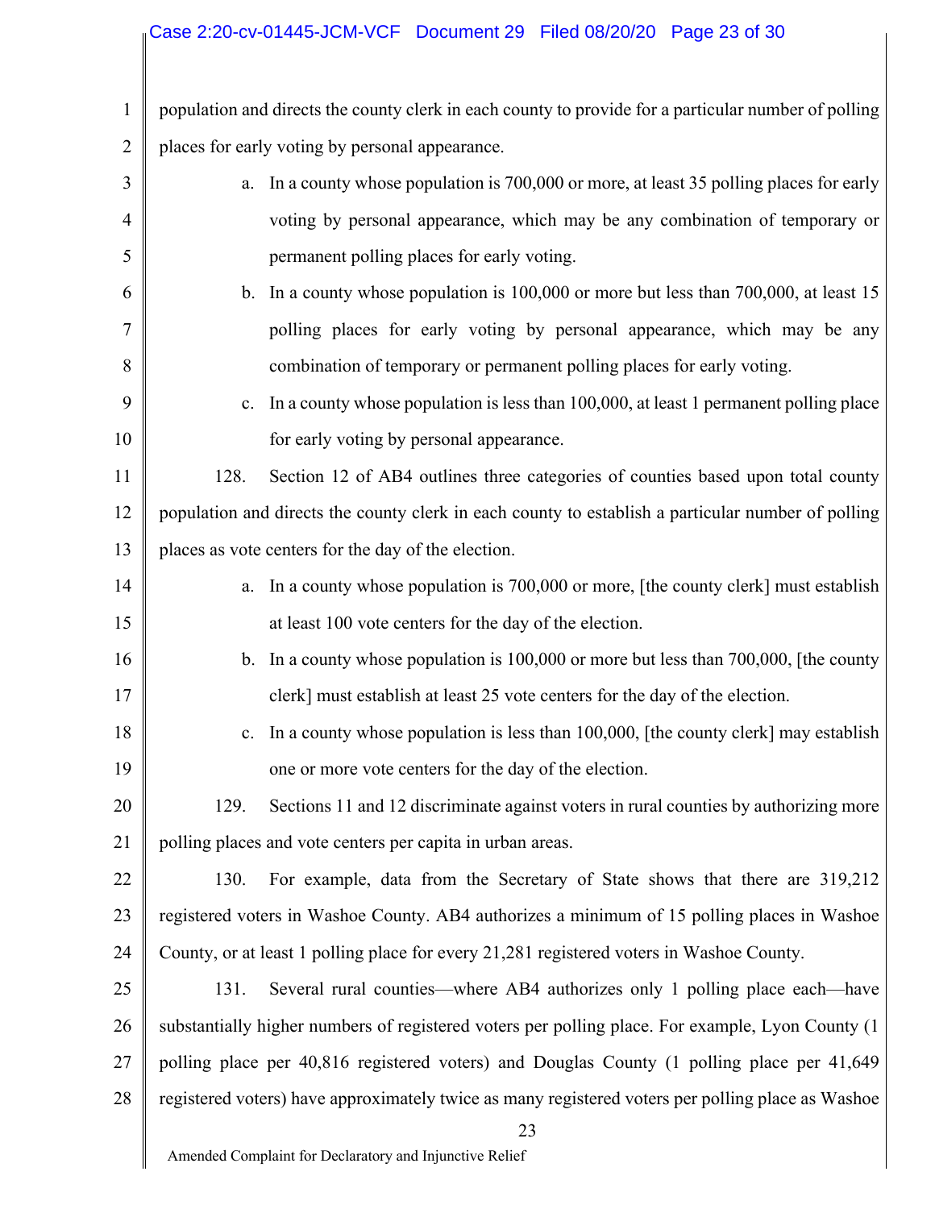population and directs the county clerk in each county to provide for a particular number of polling places for early voting by personal appearance.

a. In a county whose population is 700,000 or more, at least 35 polling places for early voting by personal appearance, which may be any combination of temporary or permanent polling places for early voting.

b. In a county whose population is 100,000 or more but less than 700,000, at least 15 polling places for early voting by personal appearance, which may be any combination of temporary or permanent polling places for early voting.

c. In a county whose population is less than 100,000, at least 1 permanent polling place for early voting by personal appearance.

128. Section 12 of AB4 outlines three categories of counties based upon total county population and directs the county clerk in each county to establish a particular number of polling places as vote centers for the day of the election.

a. In a county whose population is 700,000 or more, [the county clerk] must establish at least 100 vote centers for the day of the election.

b. In a county whose population is 100,000 or more but less than 700,000, [the county clerk] must establish at least 25 vote centers for the day of the election.

c. In a county whose population is less than 100,000, [the county clerk] may establish one or more vote centers for the day of the election.

129. Sections 11 and 12 discriminate against voters in rural counties by authorizing more polling places and vote centers per capita in urban areas.

130. For example, data from the Secretary of State shows that there are 319,212 registered voters in Washoe County. AB4 authorizes a minimum of 15 polling places in Washoe County, or at least 1 polling place for every 21,281 registered voters in Washoe County.

131. Several rural counties—where AB4 authorizes only 1 polling place each—have substantially higher numbers of registered voters per polling place. For example, Lyon County (1 polling place per 40,816 registered voters) and Douglas County (1 polling place per 41,649 registered voters) have approximately twice as many registered voters per polling place as Washoe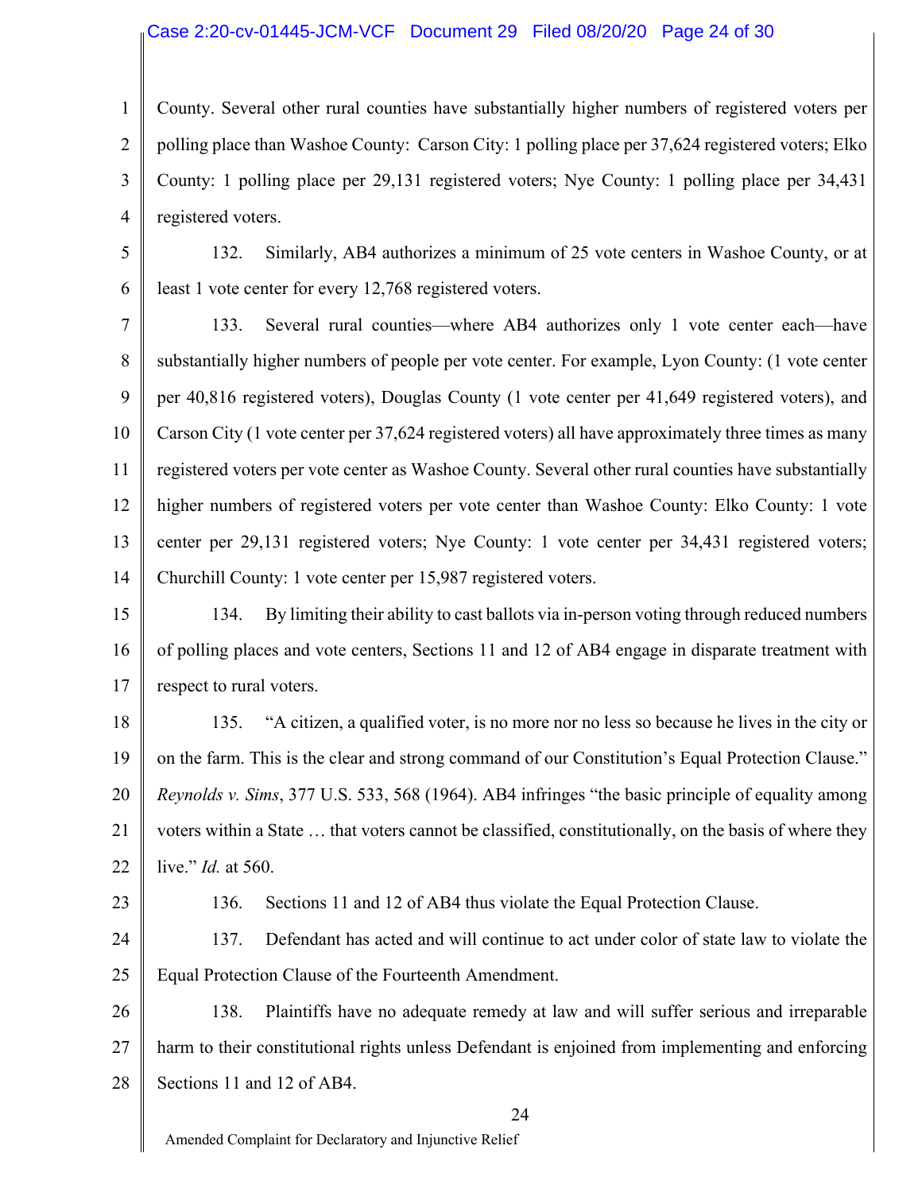County. Several other rural counties have substantially higher numbers of registered voters per polling place than Washoe County: Carson City: 1 polling place per 37,624 registered voters; Elko County: 1 polling place per 29,131 registered voters; Nye County: 1 polling place per 34,431 registered voters.

132. Similarly, AB4 authorizes a minimum of 25 vote centers in Washoe County, or at least 1 vote center for every 12,768 registered voters.

133. Several rural counties—where AB4 authorizes only 1 vote center each—have substantially higher numbers of people per vote center. For example, Lyon County: (1 vote center per 40,816 registered voters), Douglas County (1 vote center per 41,649 registered voters), and Carson City (1 vote center per 37,624 registered voters) all have approximately three times as many registered voters per vote center as Washoe County. Several other rural counties have substantially higher numbers of registered voters per vote center than Washoe County: Elko County: 1 vote center per 29,131 registered voters; Nye County: 1 vote center per 34,431 registered voters; Churchill County: 1 vote center per 15,987 registered voters.

134. By limiting their ability to cast ballots via in-person voting through reduced numbers of polling places and vote centers, Sections 11 and 12 of AB4 engage in disparate treatment with respect to rural voters.

135. "A citizen, a qualified voter, is no more nor no less so because he lives in the city or on the farm. This is the clear and strong command of our Constitution's Equal Protection Clause." *Reynolds v. Sims*, 377 U.S. 533, 568 (1964). AB4 infringes "the basic principle of equality among voters within a State … that voters cannot be classified, constitutionally, on the basis of where they live." *Id.* at 560.

136. Sections 11 and 12 of AB4 thus violate the Equal Protection Clause.

137. Defendant has acted and will continue to act under color of state law to violate the Equal Protection Clause of the Fourteenth Amendment.

138. Plaintiffs have no adequate remedy at law and will suffer serious and irreparable harm to their constitutional rights unless Defendant is enjoined from implementing and enforcing Sections 11 and 12 of AB4.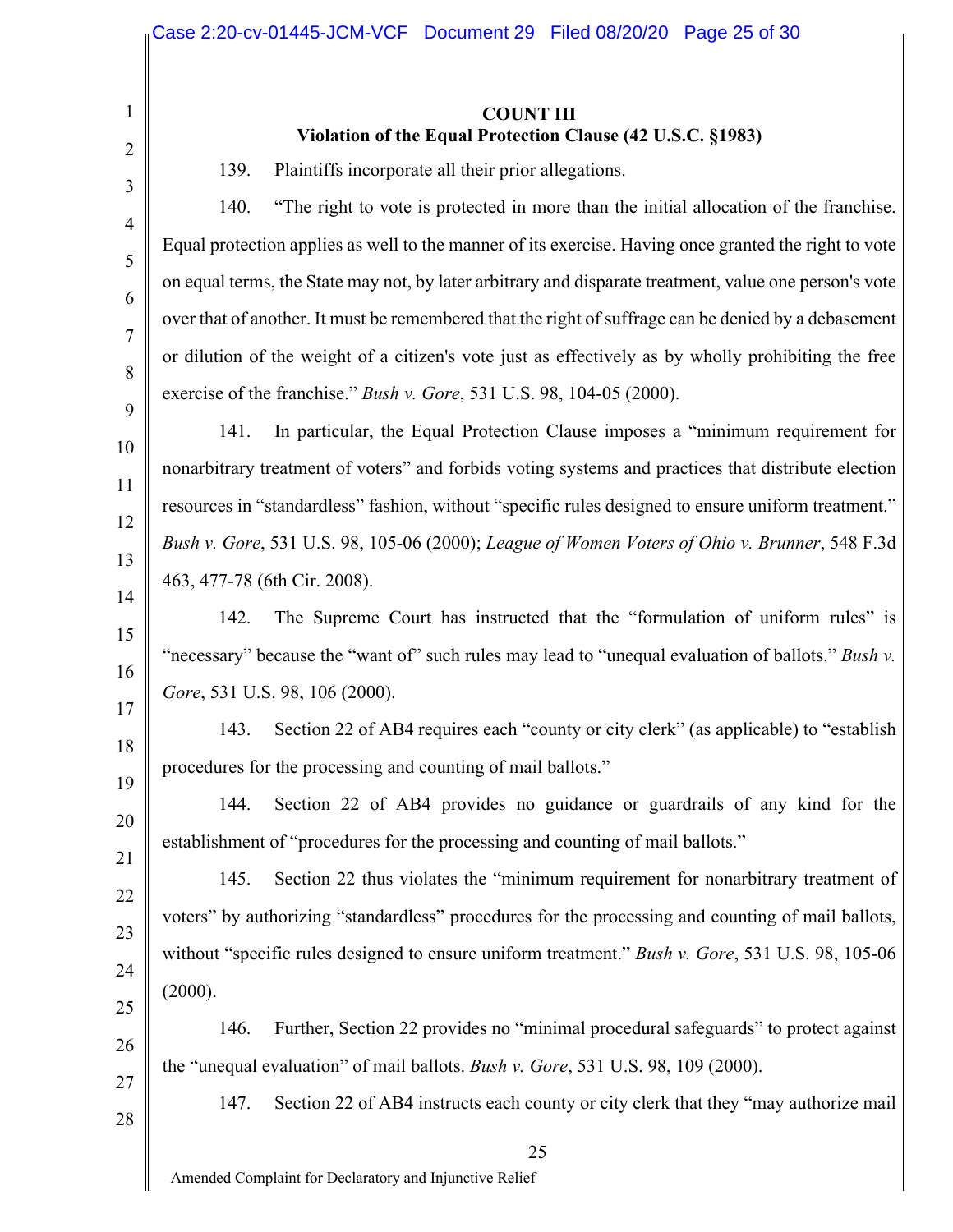**COUNT III**
**Violation of the Equal Protection Clause (42 U.S.C. §1983)**

139. Plaintiffs incorporate all their prior allegations.

140. "The right to vote is protected in more than the initial allocation of the franchise. Equal protection applies as well to the manner of its exercise. Having once granted the right to vote on equal terms, the State may not, by later arbitrary and disparate treatment, value one person's vote over that of another. It must be remembered that the right of suffrage can be denied by a debasement or dilution of the weight of a citizen's vote just as effectively as by wholly prohibiting the free exercise of the franchise." *Bush v. Gore*, 531 U.S. 98, 104-05 (2000).

141. In particular, the Equal Protection Clause imposes a "minimum requirement for nonarbitrary treatment of voters" and forbids voting systems and practices that distribute election resources in "standardless" fashion, without "specific rules designed to ensure uniform treatment." *Bush v. Gore*, 531 U.S. 98, 105-06 (2000); *League of Women Voters of Ohio v. Brunner*, 548 F.3d 463, 477-78 (6th Cir. 2008).

142. The Supreme Court has instructed that the "formulation of uniform rules" is "necessary" because the "want of" such rules may lead to "unequal evaluation of ballots." *Bush v. Gore*, 531 U.S. 98, 106 (2000).

143. Section 22 of AB4 requires each "county or city clerk" (as applicable) to "establish procedures for the processing and counting of mail ballots."

144. Section 22 of AB4 provides no guidance or guardrails of any kind for the establishment of "procedures for the processing and counting of mail ballots."

145. Section 22 thus violates the "minimum requirement for nonarbitrary treatment of voters" by authorizing "standardless" procedures for the processing and counting of mail ballots, without "specific rules designed to ensure uniform treatment." *Bush v. Gore*, 531 U.S. 98, 105-06 (2000).

146. Further, Section 22 provides no "minimal procedural safeguards" to protect against the "unequal evaluation" of mail ballots. *Bush v. Gore*, 531 U.S. 98, 109 (2000).

147. Section 22 of AB4 instructs each county or city clerk that they "may authorize mail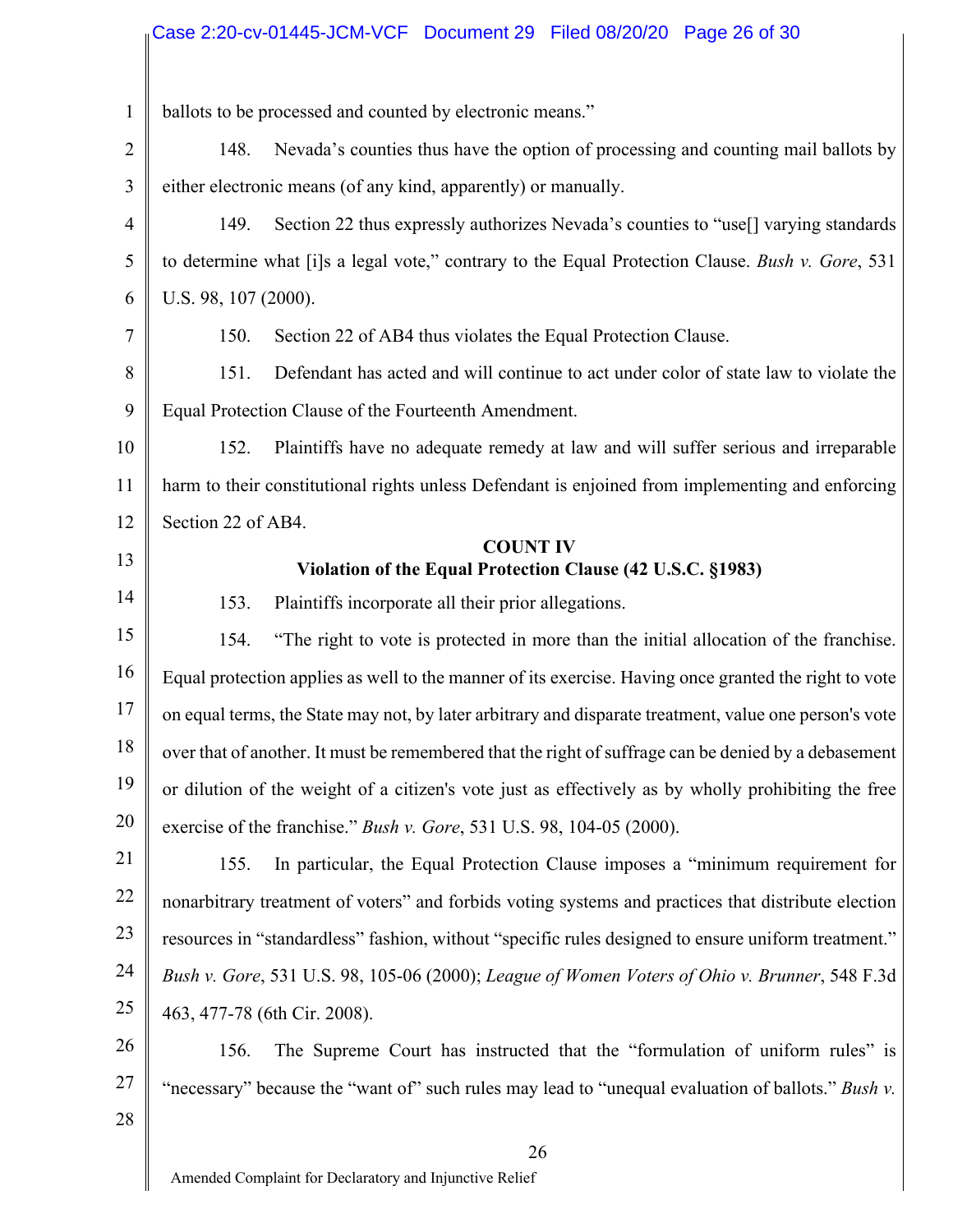ballots to be processed and counted by electronic means."

148. Nevada's counties thus have the option of processing and counting mail ballots by either electronic means (of any kind, apparently) or manually.

149. Section 22 thus expressly authorizes Nevada's counties to "use[] varying standards to determine what [i]s a legal vote," contrary to the Equal Protection Clause. *Bush v. Gore*, 531 U.S. 98, 107 (2000).

150. Section 22 of AB4 thus violates the Equal Protection Clause.

151. Defendant has acted and will continue to act under color of state law to violate the Equal Protection Clause of the Fourteenth Amendment.

152. Plaintiffs have no adequate remedy at law and will suffer serious and irreparable harm to their constitutional rights unless Defendant is enjoined from implementing and enforcing Section 22 of AB4.

**COUNT IV**
**Violation of the Equal Protection Clause (42 U.S.C. §1983)**

153. Plaintiffs incorporate all their prior allegations.

154. "The right to vote is protected in more than the initial allocation of the franchise. Equal protection applies as well to the manner of its exercise. Having once granted the right to vote on equal terms, the State may not, by later arbitrary and disparate treatment, value one person's vote over that of another. It must be remembered that the right of suffrage can be denied by a debasement or dilution of the weight of a citizen's vote just as effectively as by wholly prohibiting the free exercise of the franchise." *Bush v. Gore*, 531 U.S. 98, 104-05 (2000).

155. In particular, the Equal Protection Clause imposes a "minimum requirement for nonarbitrary treatment of voters" and forbids voting systems and practices that distribute election resources in "standardless" fashion, without "specific rules designed to ensure uniform treatment." *Bush v. Gore*, 531 U.S. 98, 105-06 (2000); *League of Women Voters of Ohio v. Brunner*, 548 F.3d 463, 477-78 (6th Cir. 2008).

156. The Supreme Court has instructed that the "formulation of uniform rules" is "necessary" because the "want of" such rules may lead to "unequal evaluation of ballots." *Bush v.*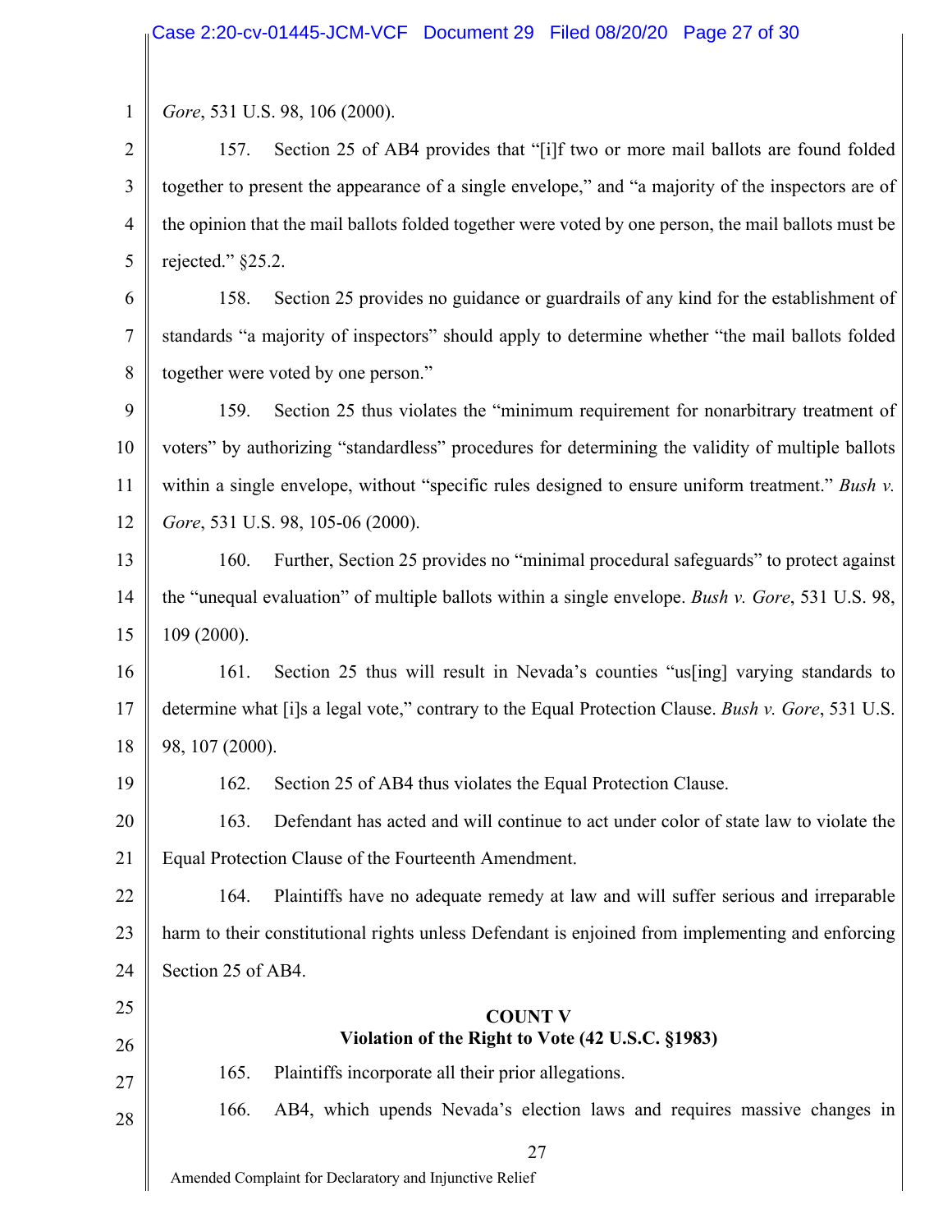*Gore*, 531 U.S. 98, 106 (2000).

157. Section 25 of AB4 provides that "[i]f two or more mail ballots are found folded together to present the appearance of a single envelope," and "a majority of the inspectors are of the opinion that the mail ballots folded together were voted by one person, the mail ballots must be rejected." §25.2.

158. Section 25 provides no guidance or guardrails of any kind for the establishment of standards "a majority of inspectors" should apply to determine whether "the mail ballots folded together were voted by one person."

159. Section 25 thus violates the "minimum requirement for nonarbitrary treatment of voters" by authorizing "standardless" procedures for determining the validity of multiple ballots within a single envelope, without "specific rules designed to ensure uniform treatment." *Bush v. Gore*, 531 U.S. 98, 105-06 (2000).

160. Further, Section 25 provides no "minimal procedural safeguards" to protect against the "unequal evaluation" of multiple ballots within a single envelope. *Bush v. Gore*, 531 U.S. 98, 109 (2000).

161. Section 25 thus will result in Nevada's counties "us[ing] varying standards to determine what [i]s a legal vote," contrary to the Equal Protection Clause. *Bush v. Gore*, 531 U.S. 98, 107 (2000).

162. Section 25 of AB4 thus violates the Equal Protection Clause.

163. Defendant has acted and will continue to act under color of state law to violate the Equal Protection Clause of the Fourteenth Amendment.

164. Plaintiffs have no adequate remedy at law and will suffer serious and irreparable harm to their constitutional rights unless Defendant is enjoined from implementing and enforcing Section 25 of AB4.

**COUNT V**
**Violation of the Right to Vote (42 U.S.C. §1983)**

165. Plaintiffs incorporate all their prior allegations.

166. AB4, which upends Nevada's election laws and requires massive changes in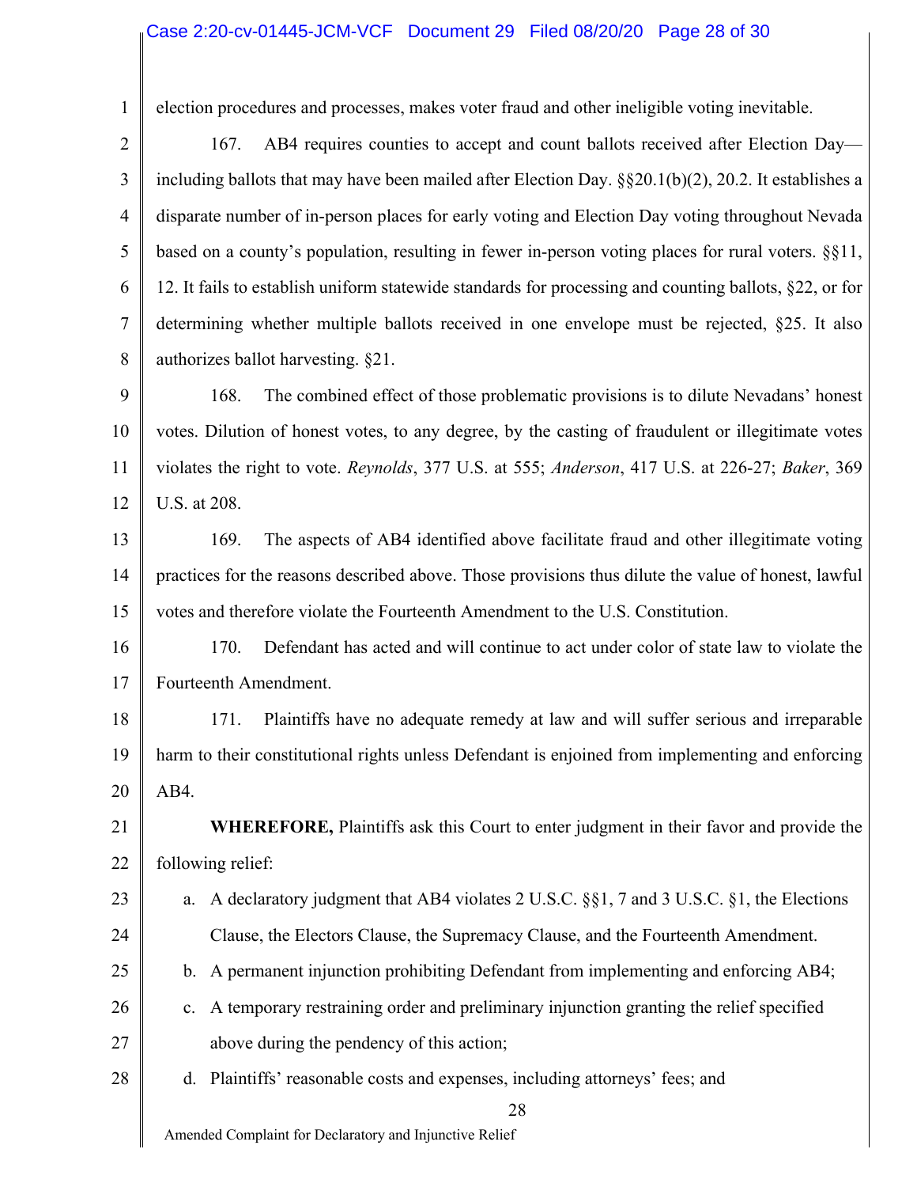election procedures and processes, makes voter fraud and other ineligible voting inevitable.

167. AB4 requires counties to accept and count ballots received after Election Day—including ballots that may have been mailed after Election Day. §§20.1(b)(2), 20.2. It establishes a disparate number of in-person places for early voting and Election Day voting throughout Nevada based on a county's population, resulting in fewer in-person voting places for rural voters. §§11, 12. It fails to establish uniform statewide standards for processing and counting ballots, §22, or for determining whether multiple ballots received in one envelope must be rejected, §25. It also authorizes ballot harvesting. §21.

168. The combined effect of those problematic provisions is to dilute Nevadans' honest votes. Dilution of honest votes, to any degree, by the casting of fraudulent or illegitimate votes violates the right to vote. *Reynolds*, 377 U.S. at 555; *Anderson*, 417 U.S. at 226-27; *Baker*, 369 U.S. at 208.

169. The aspects of AB4 identified above facilitate fraud and other illegitimate voting practices for the reasons described above. Those provisions thus dilute the value of honest, lawful votes and therefore violate the Fourteenth Amendment to the U.S. Constitution.

170. Defendant has acted and will continue to act under color of state law to violate the Fourteenth Amendment.

171. Plaintiffs have no adequate remedy at law and will suffer serious and irreparable harm to their constitutional rights unless Defendant is enjoined from implementing and enforcing AB4.

**WHEREFORE,** Plaintiffs ask this Court to enter judgment in their favor and provide the following relief:

a. A declaratory judgment that AB4 violates 2 U.S.C. §§1, 7 and 3 U.S.C. §1, the Elections Clause, the Electors Clause, the Supremacy Clause, and the Fourteenth Amendment.

b. A permanent injunction prohibiting Defendant from implementing and enforcing AB4;

c. A temporary restraining order and preliminary injunction granting the relief specified above during the pendency of this action;

d. Plaintiffs' reasonable costs and expenses, including attorneys' fees; and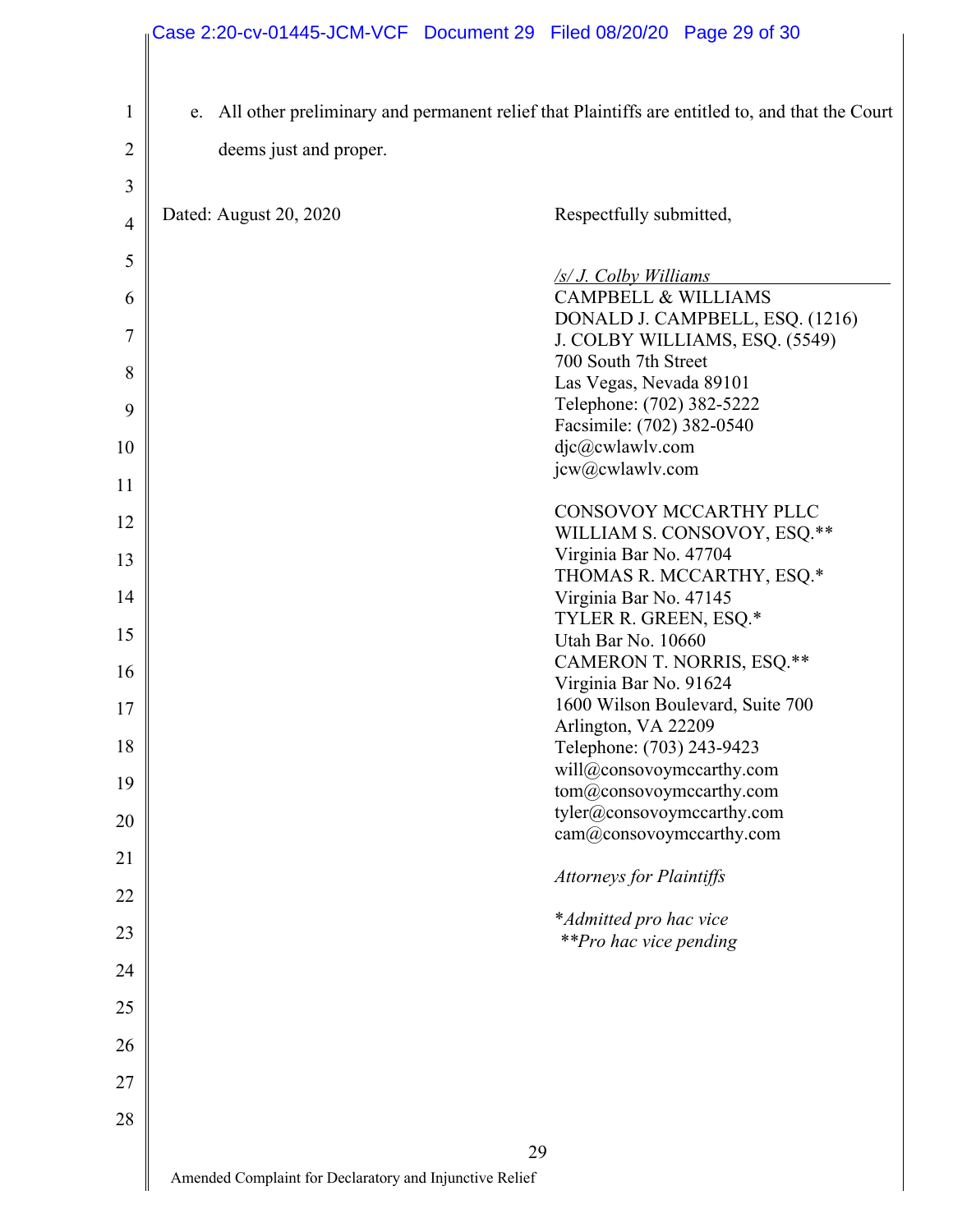e. All other preliminary and permanent relief that Plaintiffs are entitled to, and that the Court deems just and proper.

Dated: August 20, 2020

Respectfully submitted,

*/s/ J. Colby Williams*
CAMPBELL & WILLIAMS
DONALD J. CAMPBELL, ESQ. (1216)
J. COLBY WILLIAMS, ESQ. (5549)
700 South 7th Street
Las Vegas, Nevada 89101
Telephone: (702) 382-5222
Facsimile: (702) 382-0540
djc@cwlawlv.com
jcw@cwlawlv.com

CONSOVOY MCCARTHY PLLC
WILLIAM S. CONSOVOY, ESQ.**
Virginia Bar No. 47704
THOMAS R. MCCARTHY, ESQ.*
Virginia Bar No. 47145
TYLER R. GREEN, ESQ.*
Utah Bar No. 10660
CAMERON T. NORRIS, ESQ.**
Virginia Bar No. 91624
1600 Wilson Boulevard, Suite 700
Arlington, VA 22209
Telephone: (703) 243-9423
will@consovoymccarthy.com
tom@consovoymccarthy.com
tyler@consovoymccarthy.com
cam@consovoymccarthy.com

*Attorneys for Plaintiffs*

*Admitted pro hac vice
**Pro hac vice pending

Amended Complaint for Declaratory and Injunctive Relief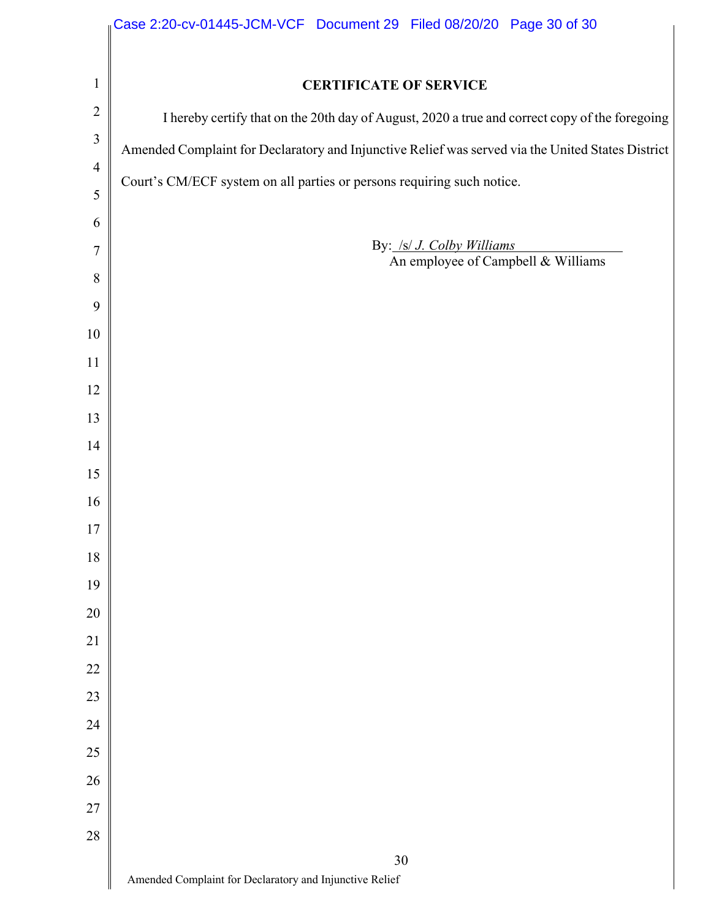**CERTIFICATE OF SERVICE**

I hereby certify that on the 20th day of August, 2020 a true and correct copy of the foregoing Amended Complaint for Declaratory and Injunctive Relief was served via the United States District Court's CM/ECF system on all parties or persons requiring such notice.

By: /s/ *J. Colby Williams*
An employee of Campbell & Williams